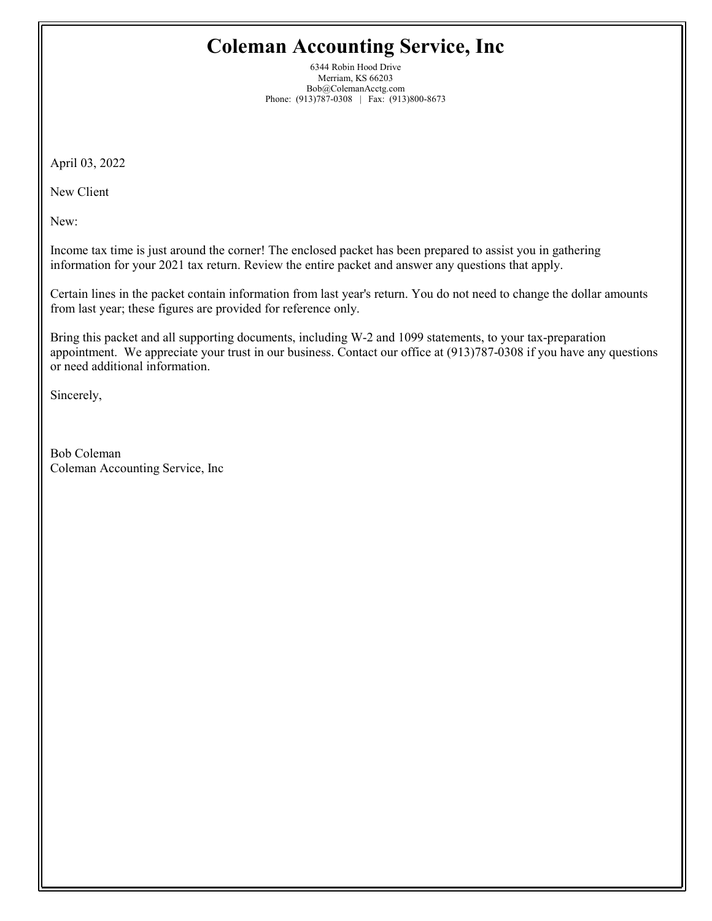# Coleman Accounting Service, Inc

6344 Robin Hood Drive
Merriam, KS 66203
Bob@ColemanAcctg.com
Phone: (913)787-0308 | Fax: (913)800-8673

April 03, 2022

New Client

New:

Income tax time is just around the corner! The enclosed packet has been prepared to assist you in gathering information for your 2021 tax return. Review the entire packet and answer any questions that apply.

Certain lines in the packet contain information from last year's return. You do not need to change the dollar amounts from last year; these figures are provided for reference only.

Bring this packet and all supporting documents, including W-2 and 1099 statements, to your tax-preparation appointment. We appreciate your trust in our business. Contact our office at (913)787-0308 if you have any questions or need additional information.

Sincerely,

Bob Coleman
Coleman Accounting Service, Inc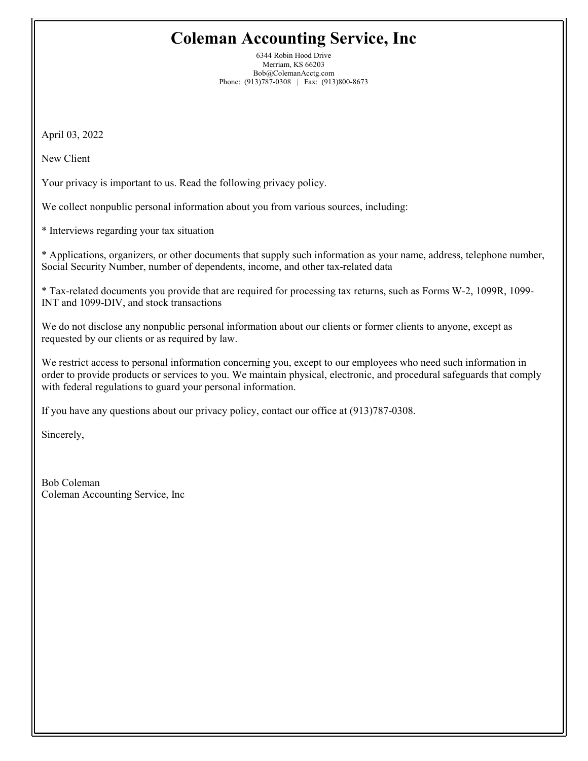# Coleman Accounting Service, Inc

6344 Robin Hood Drive
Merriam, KS 66203
Bob@ColemanAcctg.com
Phone: (913)787-0308 | Fax: (913)800-8673

April 03, 2022

New Client

Your privacy is important to us. Read the following privacy policy.

We collect nonpublic personal information about you from various sources, including:

* Interviews regarding your tax situation

* Applications, organizers, or other documents that supply such information as your name, address, telephone number, Social Security Number, number of dependents, income, and other tax-related data

* Tax-related documents you provide that are required for processing tax returns, such as Forms W-2, 1099R, 1099-INT and 1099-DIV, and stock transactions

We do not disclose any nonpublic personal information about our clients or former clients to anyone, except as requested by our clients or as required by law.

We restrict access to personal information concerning you, except to our employees who need such information in order to provide products or services to you. We maintain physical, electronic, and procedural safeguards that comply with federal regulations to guard your personal information.

If you have any questions about our privacy policy, contact our office at (913)787-0308.

Sincerely,

Bob Coleman
Coleman Accounting Service, Inc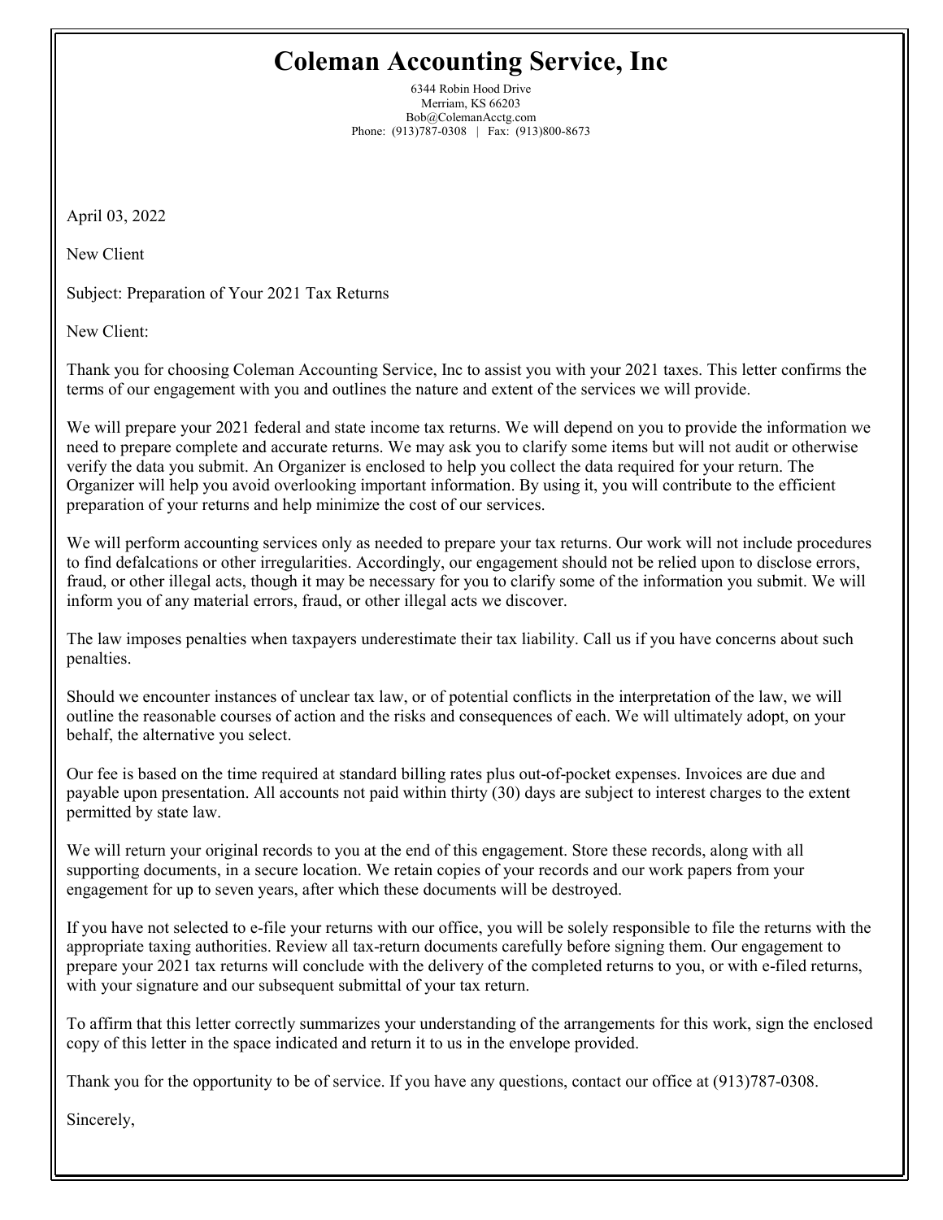# Coleman Accounting Service, Inc

6344 Robin Hood Drive
Merriam, KS 66203
Bob@ColemanAcctg.com
Phone: (913)787-0308 | Fax: (913)800-8673

April 03, 2022

New Client

Subject: Preparation of Your 2021 Tax Returns

New Client:

Thank you for choosing Coleman Accounting Service, Inc to assist you with your 2021 taxes. This letter confirms the terms of our engagement with you and outlines the nature and extent of the services we will provide.

We will prepare your 2021 federal and state income tax returns. We will depend on you to provide the information we need to prepare complete and accurate returns. We may ask you to clarify some items but will not audit or otherwise verify the data you submit. An Organizer is enclosed to help you collect the data required for your return. The Organizer will help you avoid overlooking important information. By using it, you will contribute to the efficient preparation of your returns and help minimize the cost of our services.

We will perform accounting services only as needed to prepare your tax returns. Our work will not include procedures to find defalcations or other irregularities. Accordingly, our engagement should not be relied upon to disclose errors, fraud, or other illegal acts, though it may be necessary for you to clarify some of the information you submit. We will inform you of any material errors, fraud, or other illegal acts we discover.

The law imposes penalties when taxpayers underestimate their tax liability. Call us if you have concerns about such penalties.

Should we encounter instances of unclear tax law, or of potential conflicts in the interpretation of the law, we will outline the reasonable courses of action and the risks and consequences of each. We will ultimately adopt, on your behalf, the alternative you select.

Our fee is based on the time required at standard billing rates plus out-of-pocket expenses. Invoices are due and payable upon presentation. All accounts not paid within thirty (30) days are subject to interest charges to the extent permitted by state law.

We will return your original records to you at the end of this engagement. Store these records, along with all supporting documents, in a secure location. We retain copies of your records and our work papers from your engagement for up to seven years, after which these documents will be destroyed.

If you have not selected to e-file your returns with our office, you will be solely responsible to file the returns with the appropriate taxing authorities. Review all tax-return documents carefully before signing them. Our engagement to prepare your 2021 tax returns will conclude with the delivery of the completed returns to you, or with e-filed returns, with your signature and our subsequent submittal of your tax return.

To affirm that this letter correctly summarizes your understanding of the arrangements for this work, sign the enclosed copy of this letter in the space indicated and return it to us in the envelope provided.

Thank you for the opportunity to be of service. If you have any questions, contact our office at (913)787-0308.

Sincerely,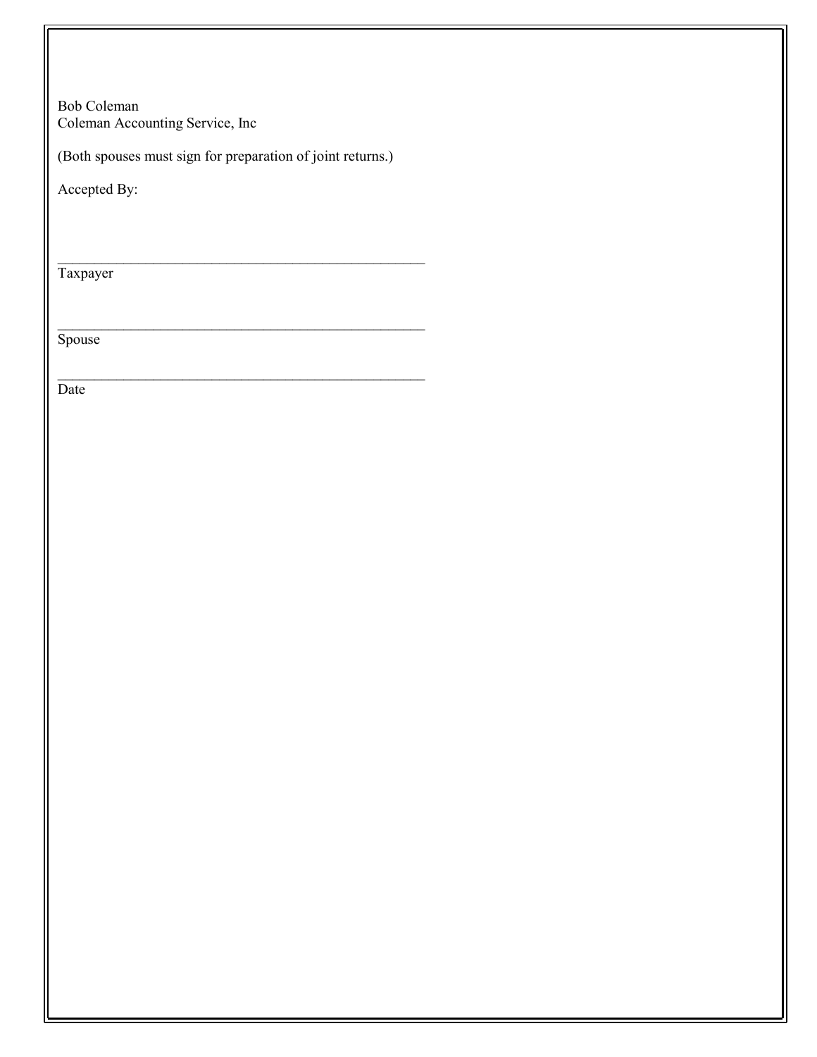Bob Coleman  
Coleman Accounting Service, Inc

(Both spouses must sign for preparation of joint returns.)

Accepted By:

\_\_\_\_\_\_\_\_\_\_\_\_\_\_\_\_\_\_\_\_\_\_\_\_\_\_\_\_\_\_\_\_\_\_\_\_\_\_\_\_\_\_\_\_\_\_\_\_  
Taxpayer

\_\_\_\_\_\_\_\_\_\_\_\_\_\_\_\_\_\_\_\_\_\_\_\_\_\_\_\_\_\_\_\_\_\_\_\_\_\_\_\_\_\_\_\_\_\_\_\_  
Spouse

\_\_\_\_\_\_\_\_\_\_\_\_\_\_\_\_\_\_\_\_\_\_\_\_\_\_\_\_\_\_\_\_\_\_\_\_\_\_\_\_\_\_\_\_\_\_\_\_  
Date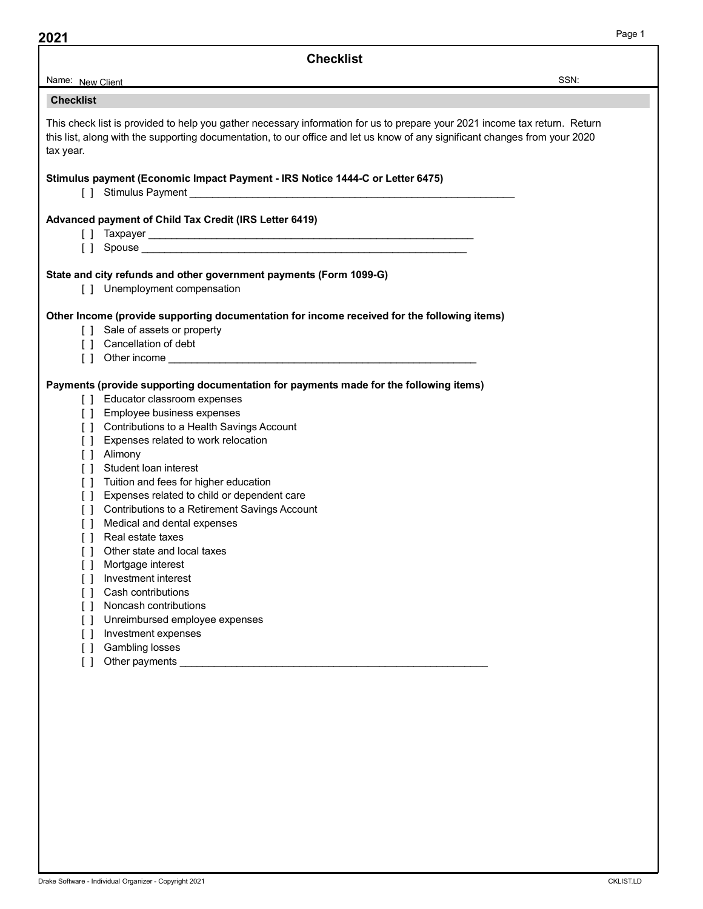2021

# Checklist

Name: New Client SSN:

## Checklist

This check list is provided to help you gather necessary information for us to prepare your 2021 income tax return. Return this list, along with the supporting documentation, to our office and let us know of any significant changes from your 2020 tax year.

**Stimulus payment (Economic Impact Payment - IRS Notice 1444-C or Letter 6475)**

- [ ] Stimulus Payment ____________________________________________________________

**Advanced payment of Child Tax Credit (IRS Letter 6419)**

- [ ] Taxpayer ____________________________________________________________
- [ ] Spouse ____________________________________________________________

**State and city refunds and other government payments (Form 1099-G)**

- [ ] Unemployment compensation

**Other Income (provide supporting documentation for income received for the following items)**

- [ ] Sale of assets or property
- [ ] Cancellation of debt
- [ ] Other income ______________________________________________________

**Payments (provide supporting documentation for payments made for the following items)**

- [ ] Educator classroom expenses
- [ ] Employee business expenses
- [ ] Contributions to a Health Savings Account
- [ ] Expenses related to work relocation
- [ ] Alimony
- [ ] Student loan interest
- [ ] Tuition and fees for higher education
- [ ] Expenses related to child or dependent care
- [ ] Contributions to a Retirement Savings Account
- [ ] Medical and dental expenses
- [ ] Real estate taxes
- [ ] Other state and local taxes
- [ ] Mortgage interest
- [ ] Investment interest
- [ ] Cash contributions
- [ ] Noncash contributions
- [ ] Unreimbursed employee expenses
- [ ] Investment expenses
- [ ] Gambling losses
- [ ] Other payments ______________________________________________________

Drake Software - Individual Organizer - Copyright 2021 CKLIST.LD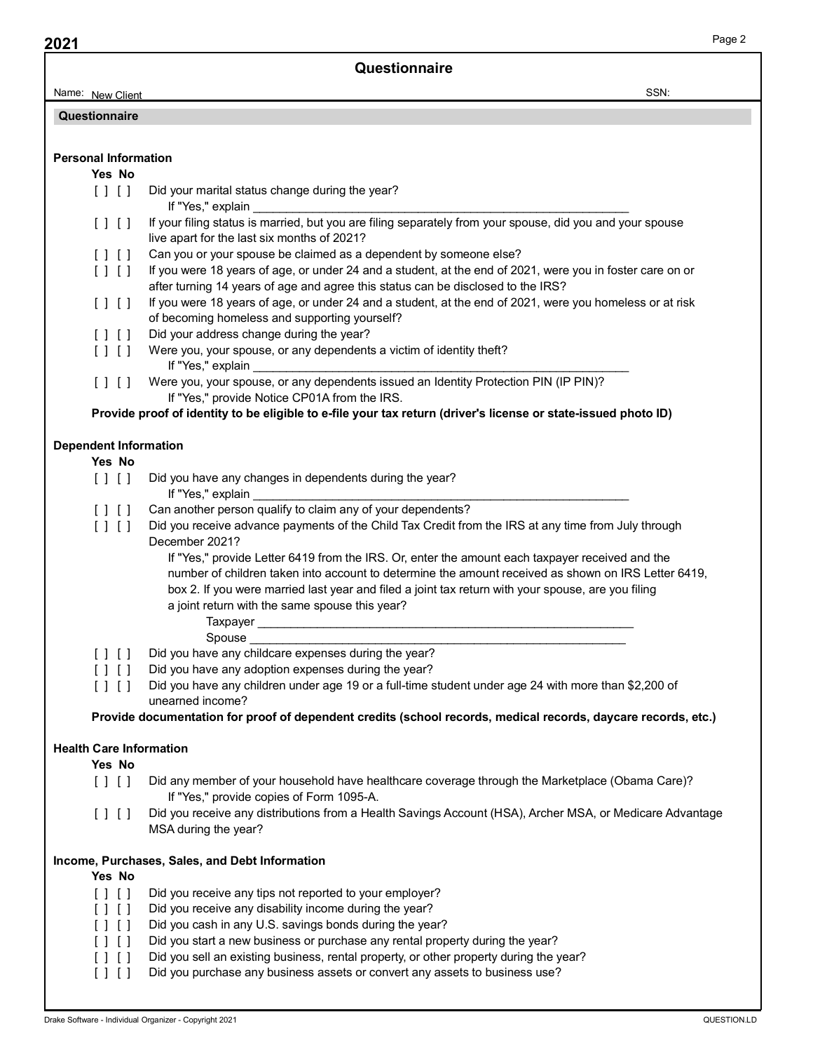2021

# Questionnaire

Name: New Client SSN:

## Questionnaire

### Personal Information

Yes No

[ ] [ ] Did your marital status change during the year?
If "Yes," explain ____________________________________________________________

[ ] [ ] If your filing status is married, but you are filing separately from your spouse, did you and your spouse live apart for the last six months of 2021?

[ ] [ ] Can you or your spouse be claimed as a dependent by someone else?

[ ] [ ] If you were 18 years of age, or under 24 and a student, at the end of 2021, were you in foster care on or after turning 14 years of age and agree this status can be disclosed to the IRS?

[ ] [ ] If you were 18 years of age, or under 24 and a student, at the end of 2021, were you homeless or at risk of becoming homeless and supporting yourself?

[ ] [ ] Did your address change during the year?

[ ] [ ] Were you, your spouse, or any dependents a victim of identity theft?
If "Yes," explain ____________________________________________________________

[ ] [ ] Were you, your spouse, or any dependents issued an Identity Protection PIN (IP PIN)?
If "Yes," provide Notice CP01A from the IRS.

**Provide proof of identity to be eligible to e-file your tax return (driver's license or state-issued photo ID)**

### Dependent Information

Yes No

[ ] [ ] Did you have any changes in dependents during the year?
If "Yes," explain ____________________________________________________________

[ ] [ ] Can another person qualify to claim any of your dependents?

[ ] [ ] Did you receive advance payments of the Child Tax Credit from the IRS at any time from July through December 2021?
If "Yes," provide Letter 6419 from the IRS. Or, enter the amount each taxpayer received and the number of children taken into account to determine the amount received as shown on IRS Letter 6419, box 2. If you were married last year and filed a joint tax return with your spouse, are you filing a joint return with the same spouse this year?
Taxpayer ____________________________________________________________
Spouse ____________________________________________________________

[ ] [ ] Did you have any childcare expenses during the year?

[ ] [ ] Did you have any adoption expenses during the year?

[ ] [ ] Did you have any children under age 19 or a full-time student under age 24 with more than $2,200 of unearned income?

**Provide documentation for proof of dependent credits (school records, medical records, daycare records, etc.)**

### Health Care Information

Yes No

[ ] [ ] Did any member of your household have healthcare coverage through the Marketplace (Obama Care)?
If "Yes," provide copies of Form 1095-A.

[ ] [ ] Did you receive any distributions from a Health Savings Account (HSA), Archer MSA, or Medicare Advantage MSA during the year?

### Income, Purchases, Sales, and Debt Information

Yes No

[ ] [ ] Did you receive any tips not reported to your employer?

[ ] [ ] Did you receive any disability income during the year?

[ ] [ ] Did you cash in any U.S. savings bonds during the year?

[ ] [ ] Did you start a new business or purchase any rental property during the year?

[ ] [ ] Did you sell an existing business, rental property, or other property during the year?

[ ] [ ] Did you purchase any business assets or convert any assets to business use?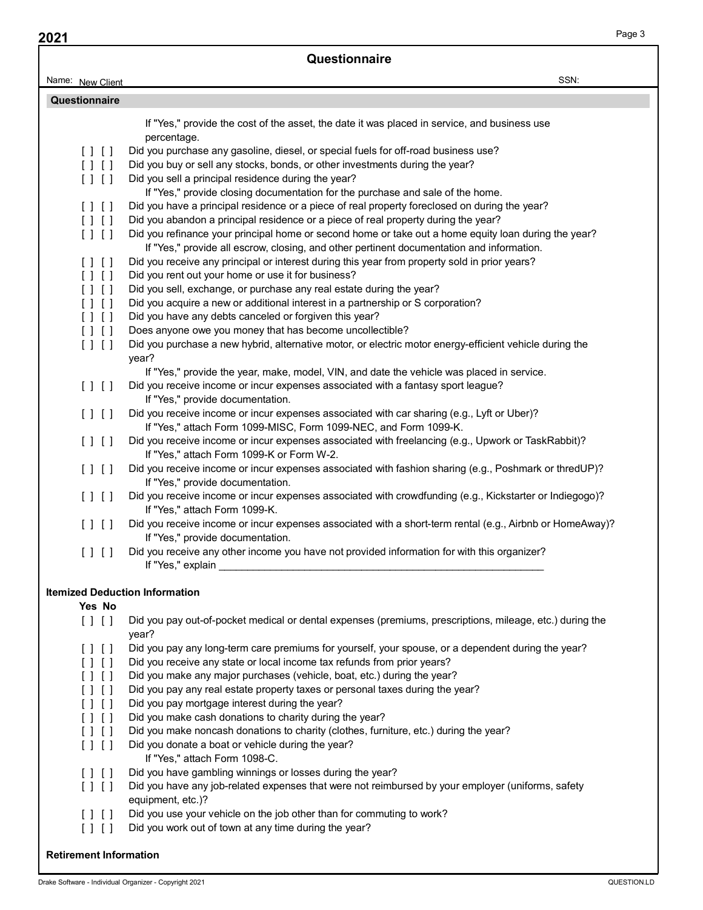## Questionnaire

Name: New Client SSN:

### Questionnaire

If "Yes," provide the cost of the asset, the date it was placed in service, and business use percentage.

[ ] [ ] Did you purchase any gasoline, diesel, or special fuels for off-road business use?

[ ] [ ] Did you buy or sell any stocks, bonds, or other investments during the year?

[ ] [ ] Did you sell a principal residence during the year?
If "Yes," provide closing documentation for the purchase and sale of the home.

[ ] [ ] Did you have a principal residence or a piece of real property foreclosed on during the year?

[ ] [ ] Did you abandon a principal residence or a piece of real property during the year?

[ ] [ ] Did you refinance your principal home or second home or take out a home equity loan during the year?
If "Yes," provide all escrow, closing, and other pertinent documentation and information.

[ ] [ ] Did you receive any principal or interest during this year from property sold in prior years?

[ ] [ ] Did you rent out your home or use it for business?

[ ] [ ] Did you sell, exchange, or purchase any real estate during the year?

[ ] [ ] Did you acquire a new or additional interest in a partnership or S corporation?

[ ] [ ] Did you have any debts canceled or forgiven this year?

[ ] [ ] Does anyone owe you money that has become uncollectible?

[ ] [ ] Did you purchase a new hybrid, alternative motor, or electric motor energy-efficient vehicle during the year?
If "Yes," provide the year, make, model, VIN, and date the vehicle was placed in service.

[ ] [ ] Did you receive income or incur expenses associated with a fantasy sport league?
If "Yes," provide documentation.

[ ] [ ] Did you receive income or incur expenses associated with car sharing (e.g., Lyft or Uber)?
If "Yes," attach Form 1099-MISC, Form 1099-NEC, and Form 1099-K.

[ ] [ ] Did you receive income or incur expenses associated with freelancing (e.g., Upwork or TaskRabbit)?
If "Yes," attach Form 1099-K or Form W-2.

[ ] [ ] Did you receive income or incur expenses associated with fashion sharing (e.g., Poshmark or thredUP)?
If "Yes," provide documentation.

[ ] [ ] Did you receive income or incur expenses associated with crowdfunding (e.g., Kickstarter or Indiegogo)?
If "Yes," attach Form 1099-K.

[ ] [ ] Did you receive income or incur expenses associated with a short-term rental (e.g., Airbnb or HomeAway)?
If "Yes," provide documentation.

[ ] [ ] Did you receive any other income you have not provided information for with this organizer?
If "Yes," explain ___________________________________________________________

### Itemized Deduction Information

**Yes No**

[ ] [ ] Did you pay out-of-pocket medical or dental expenses (premiums, prescriptions, mileage, etc.) during the year?

[ ] [ ] Did you pay any long-term care premiums for yourself, your spouse, or a dependent during the year?

[ ] [ ] Did you receive any state or local income tax refunds from prior years?

[ ] [ ] Did you make any major purchases (vehicle, boat, etc.) during the year?

[ ] [ ] Did you pay any real estate property taxes or personal taxes during the year?

[ ] [ ] Did you pay mortgage interest during the year?

[ ] [ ] Did you make cash donations to charity during the year?

[ ] [ ] Did you make noncash donations to charity (clothes, furniture, etc.) during the year?

[ ] [ ] Did you donate a boat or vehicle during the year?
If "Yes," attach Form 1098-C.

[ ] [ ] Did you have gambling winnings or losses during the year?

[ ] [ ] Did you have any job-related expenses that were not reimbursed by your employer (uniforms, safety equipment, etc.)?

[ ] [ ] Did you use your vehicle on the job other than for commuting to work?

[ ] [ ] Did you work out of town at any time during the year?

### Retirement Information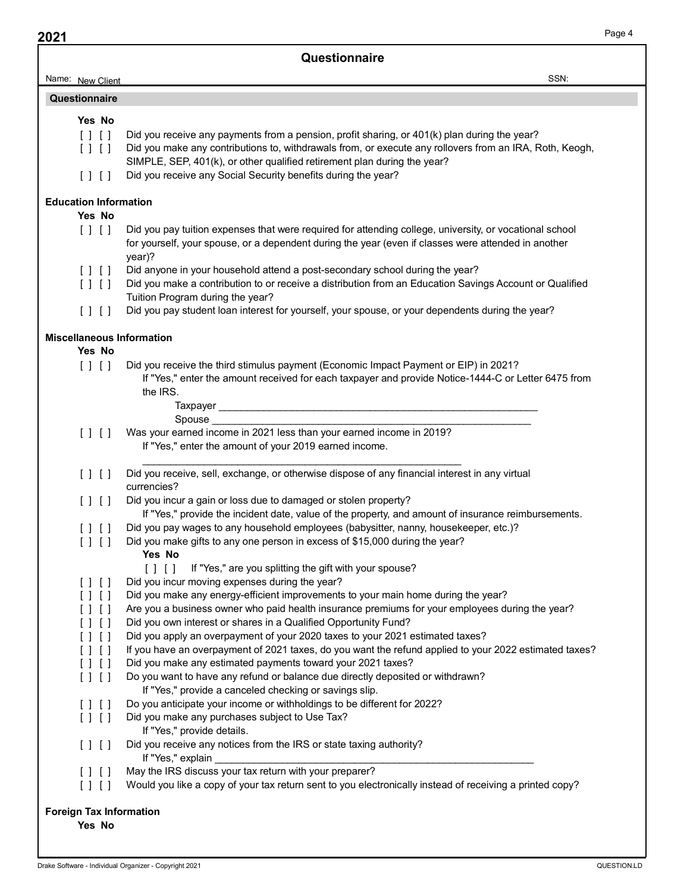# Questionnaire

Name: New Client SSN:

## Questionnaire

**Yes No**

- [ ] [ ] Did you receive any payments from a pension, profit sharing, or 401(k) plan during the year?
- [ ] [ ] Did you make any contributions to, withdrawals from, or execute any rollovers from an IRA, Roth, Keogh, SIMPLE, SEP, 401(k), or other qualified retirement plan during the year?
- [ ] [ ] Did you receive any Social Security benefits during the year?

### Education Information

**Yes No**

- [ ] [ ] Did you pay tuition expenses that were required for attending college, university, or vocational school for yourself, your spouse, or a dependent during the year (even if classes were attended in another year)?
- [ ] [ ] Did anyone in your household attend a post-secondary school during the year?
- [ ] [ ] Did you make a contribution to or receive a distribution from an Education Savings Account or Qualified Tuition Program during the year?
- [ ] [ ] Did you pay student loan interest for yourself, your spouse, or your dependents during the year?

### Miscellaneous Information

**Yes No**

- [ ] [ ] Did you receive the third stimulus payment (Economic Impact Payment or EIP) in 2021?
  If "Yes," enter the amount received for each taxpayer and provide Notice-1444-C or Letter 6475 from the IRS.
  Taxpayer ___________________________________________
  Spouse ___________________________________________
- [ ] [ ] Was your earned income in 2021 less than your earned income in 2019?
  If "Yes," enter the amount of your 2019 earned income.
  ___________________________________________
- [ ] [ ] Did you receive, sell, exchange, or otherwise dispose of any financial interest in any virtual currencies?
- [ ] [ ] Did you incur a gain or loss due to damaged or stolen property?
  If "Yes," provide the incident date, value of the property, and amount of insurance reimbursements.
- [ ] [ ] Did you pay wages to any household employees (babysitter, nanny, housekeeper, etc.)?
- [ ] [ ] Did you make gifts to any one person in excess of $15,000 during the year?
  **Yes No**
  [ ] [ ] If "Yes," are you splitting the gift with your spouse?
- [ ] [ ] Did you incur moving expenses during the year?
- [ ] [ ] Did you make any energy-efficient improvements to your main home during the year?
- [ ] [ ] Are you a business owner who paid health insurance premiums for your employees during the year?
- [ ] [ ] Did you own interest or shares in a Qualified Opportunity Fund?
- [ ] [ ] Did you apply an overpayment of your 2020 taxes to your 2021 estimated taxes?
- [ ] [ ] If you have an overpayment of 2021 taxes, do you want the refund applied to your 2022 estimated taxes?
- [ ] [ ] Did you make any estimated payments toward your 2021 taxes?
- [ ] [ ] Do you want to have any refund or balance due directly deposited or withdrawn?
  If "Yes," provide a canceled checking or savings slip.
- [ ] [ ] Do you anticipate your income or withholdings to be different for 2022?
- [ ] [ ] Did you make any purchases subject to Use Tax?
  If "Yes," provide details.
- [ ] [ ] Did you receive any notices from the IRS or state taxing authority?
  If "Yes," explain ___________________________________________
- [ ] [ ] May the IRS discuss your tax return with your preparer?
- [ ] [ ] Would you like a copy of your tax return sent to you electronically instead of receiving a printed copy?

### Foreign Tax Information

**Yes No**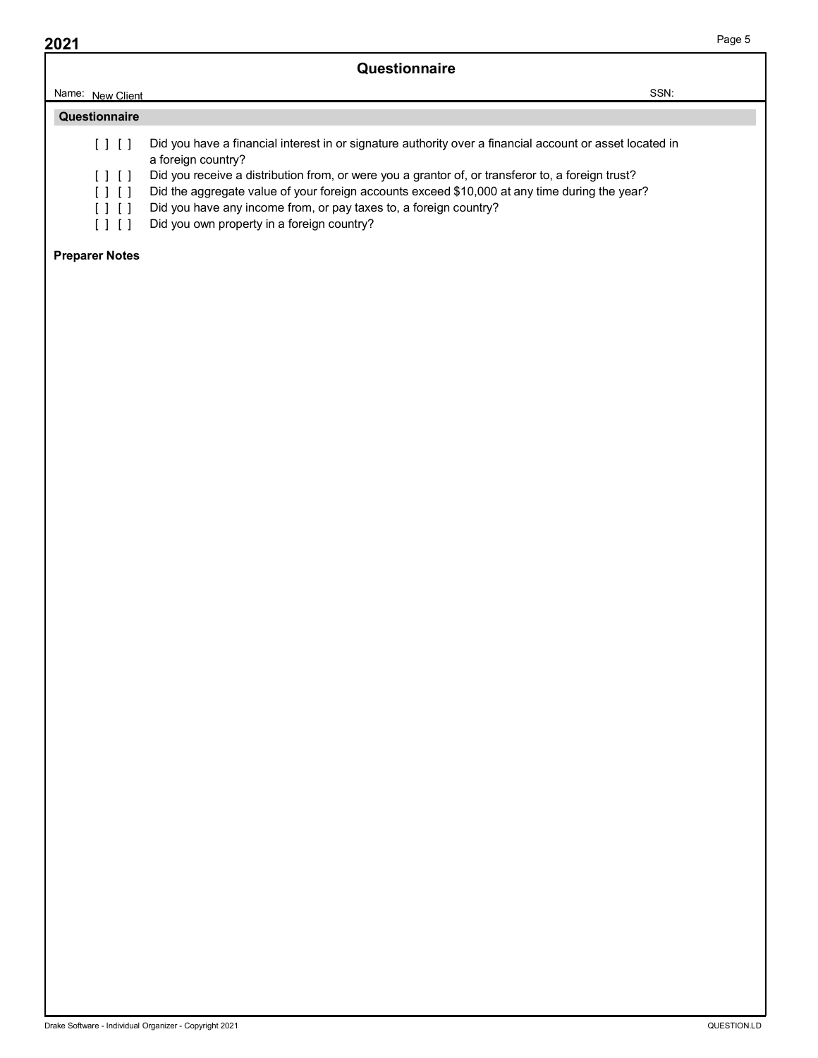# Questionnaire

Name: New Client SSN:

## Questionnaire

- [ ] [ ] Did you have a financial interest in or signature authority over a financial account or asset located in a foreign country?
- [ ] [ ] Did you receive a distribution from, or were you a grantor of, or transferor to, a foreign trust?
- [ ] [ ] Did the aggregate value of your foreign accounts exceed $10,000 at any time during the year?
- [ ] [ ] Did you have any income from, or pay taxes to, a foreign country?
- [ ] [ ] Did you own property in a foreign country?

**Preparer Notes**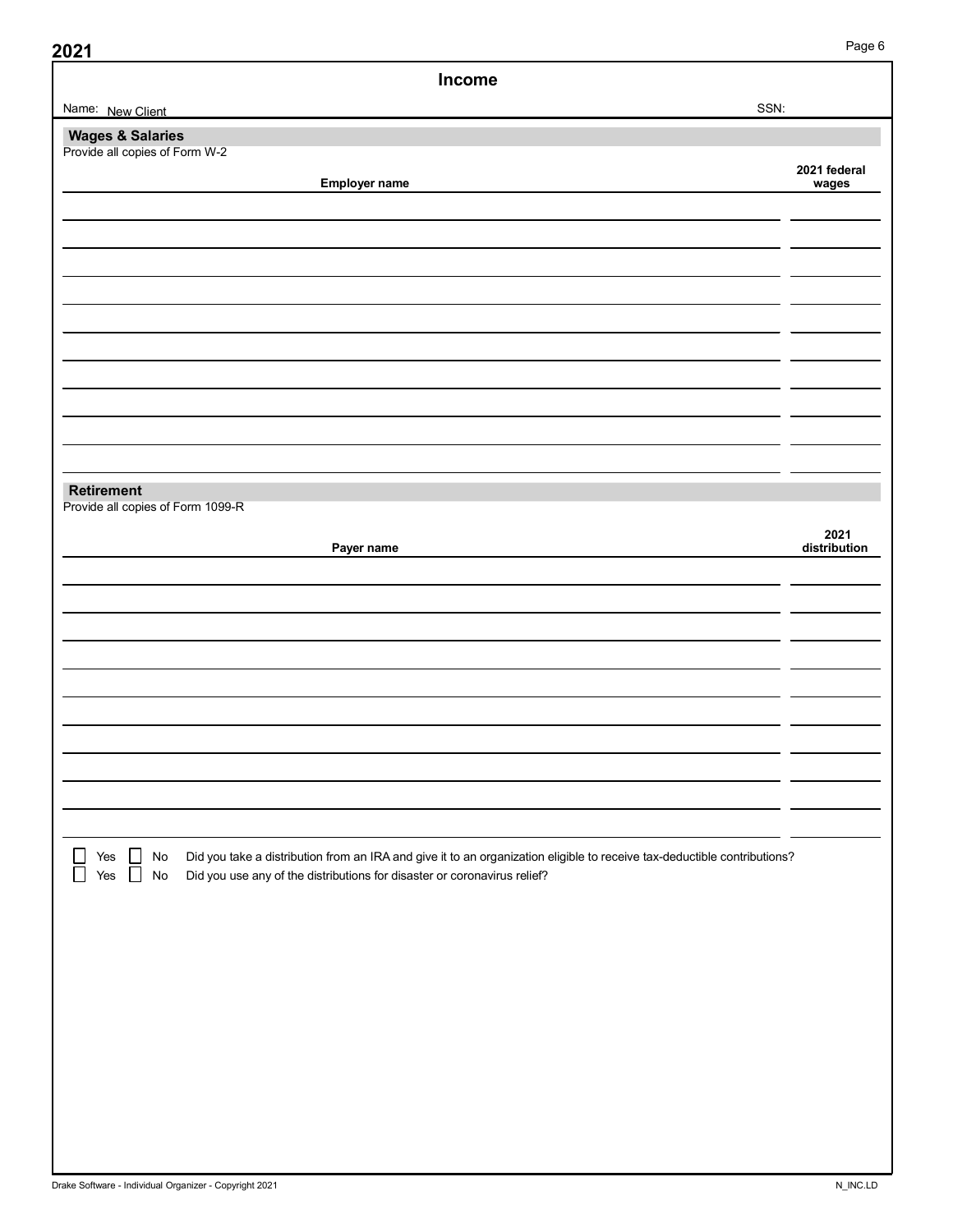# Income

Name: New Client

SSN:

## Wages & Salaries

Provide all copies of Form W-2

| Employer name | 2021 federal wages |
|---|---|
| | |
| | |
| | |
| | |
| | |
| | |
| | |
| | |
| | |
| | |

## Retirement

Provide all copies of Form 1099-R

| Payer name | 2021 distribution |
|---|---|
| | |
| | |
| | |
| | |
| | |
| | |
| | |
| | |
| | |
| | |

☐ Yes ☐ No Did you take a distribution from an IRA and give it to an organization eligible to receive tax-deductible contributions?

☐ Yes ☐ No Did you use any of the distributions for disaster or coronavirus relief?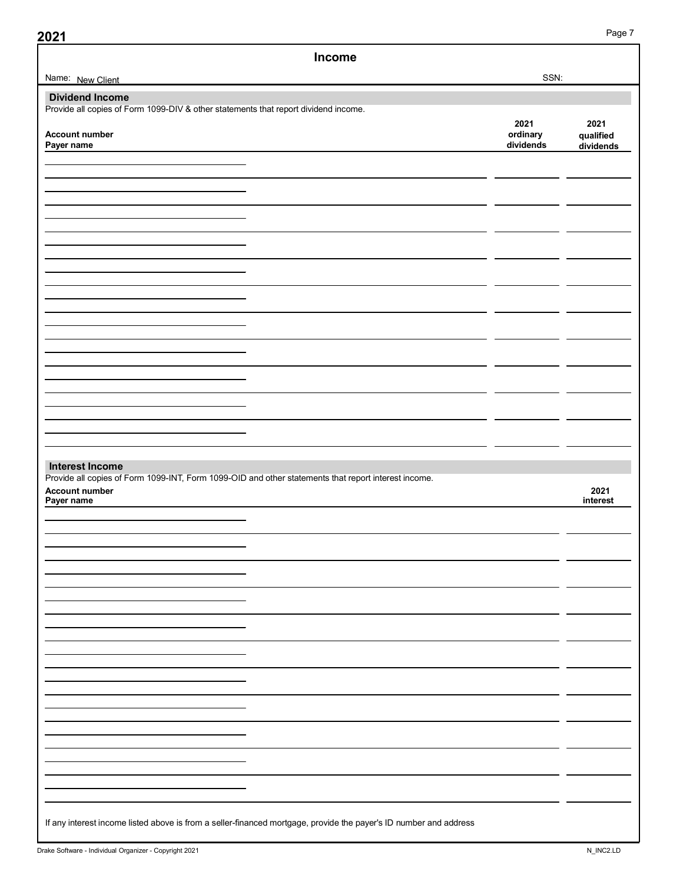**2021**

# Income

Name: New Client | SSN:

## Dividend Income

Provide all copies of Form 1099-DIV & other statements that report dividend income.

| Account number<br>Payer name | 2021 ordinary dividends | 2021 qualified dividends |
|---|---|---|
| | | |
| | | |
| | | |
| | | |
| | | |
| | | |
| | | |
| | | |
| | | |
| | | |
| | | |

## Interest Income

Provide all copies of Form 1099-INT, Form 1099-OID and other statements that report interest income.

| Account number<br>Payer name | 2021 interest |
|---|---|
| | |
| | |
| | |
| | |
| | |
| | |
| | |
| | |
| | |
| | |
| | |

If any interest income listed above is from a seller-financed mortgage, provide the payer's ID number and address

Drake Software - Individual Organizer - Copyright 2021 N_INC2.LD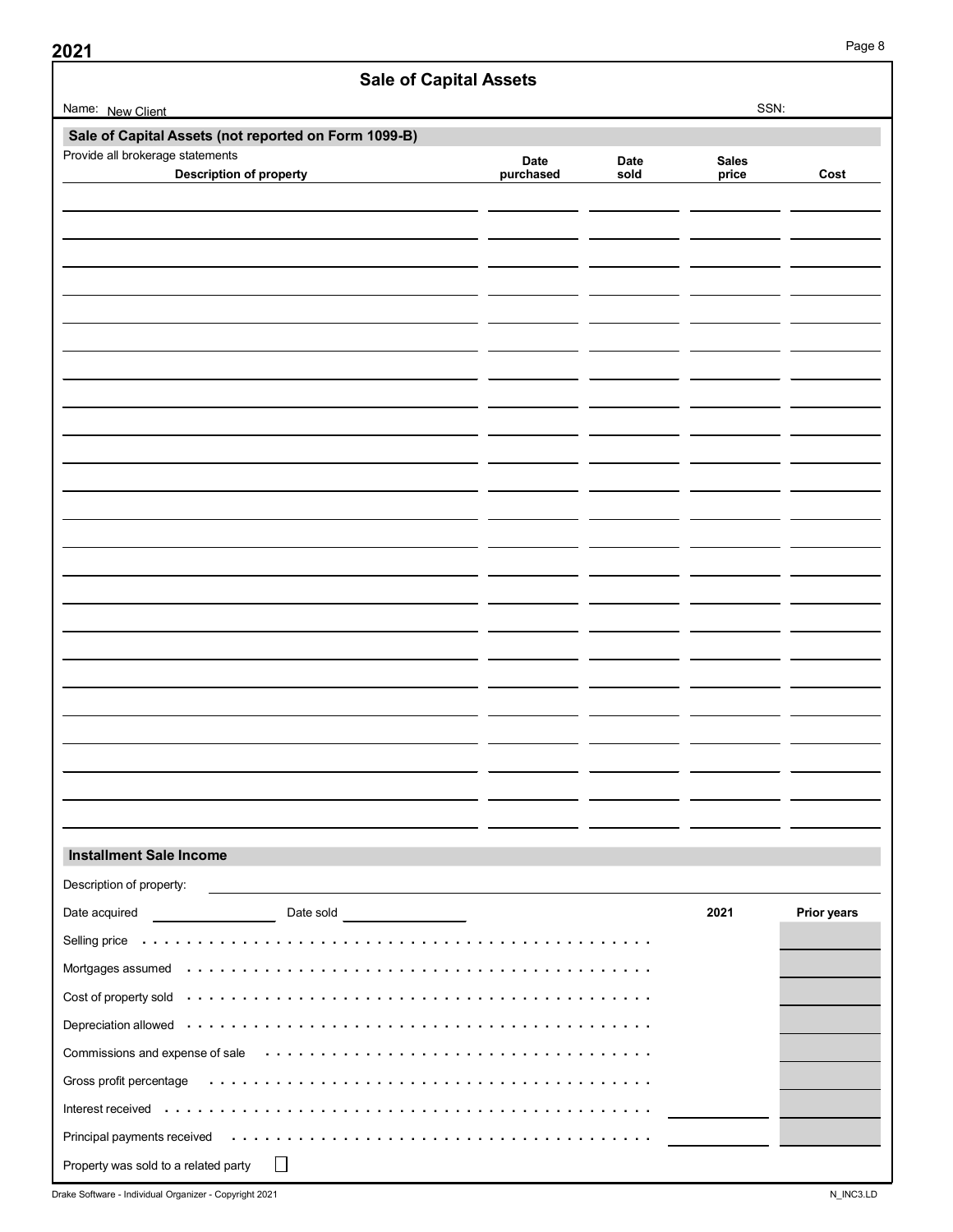## Sale of Capital Assets

Name: New Client SSN:

### Sale of Capital Assets (not reported on Form 1099-B)

Provide all brokerage statements

| Description of property | Date purchased | Date sold | Sales price | Cost |
|---|---|---|---|---|
| | | | | |
| | | | | |
| | | | | |
| | | | | |
| | | | | |
| | | | | |
| | | | | |
| | | | | |
| | | | | |
| | | | | |
| | | | | |
| | | | | |
| | | | | |
| | | | | |
| | | | | |
| | | | | |
| | | | | |
| | | | | |
| | | | | |
| | | | | |
| | | | | |
| | | | | |
| | | | | |

### Installment Sale Income

Description of property:

Date acquired Date sold

| | 2021 | Prior years |
|---|---|---|
| Selling price | | |
| Mortgages assumed | | |
| Cost of property sold | | |
| Depreciation allowed | | |
| Commissions and expense of sale | | |
| Gross profit percentage | | |
| Interest received | | |
| Principal payments received | | |

Property was sold to a related party ☐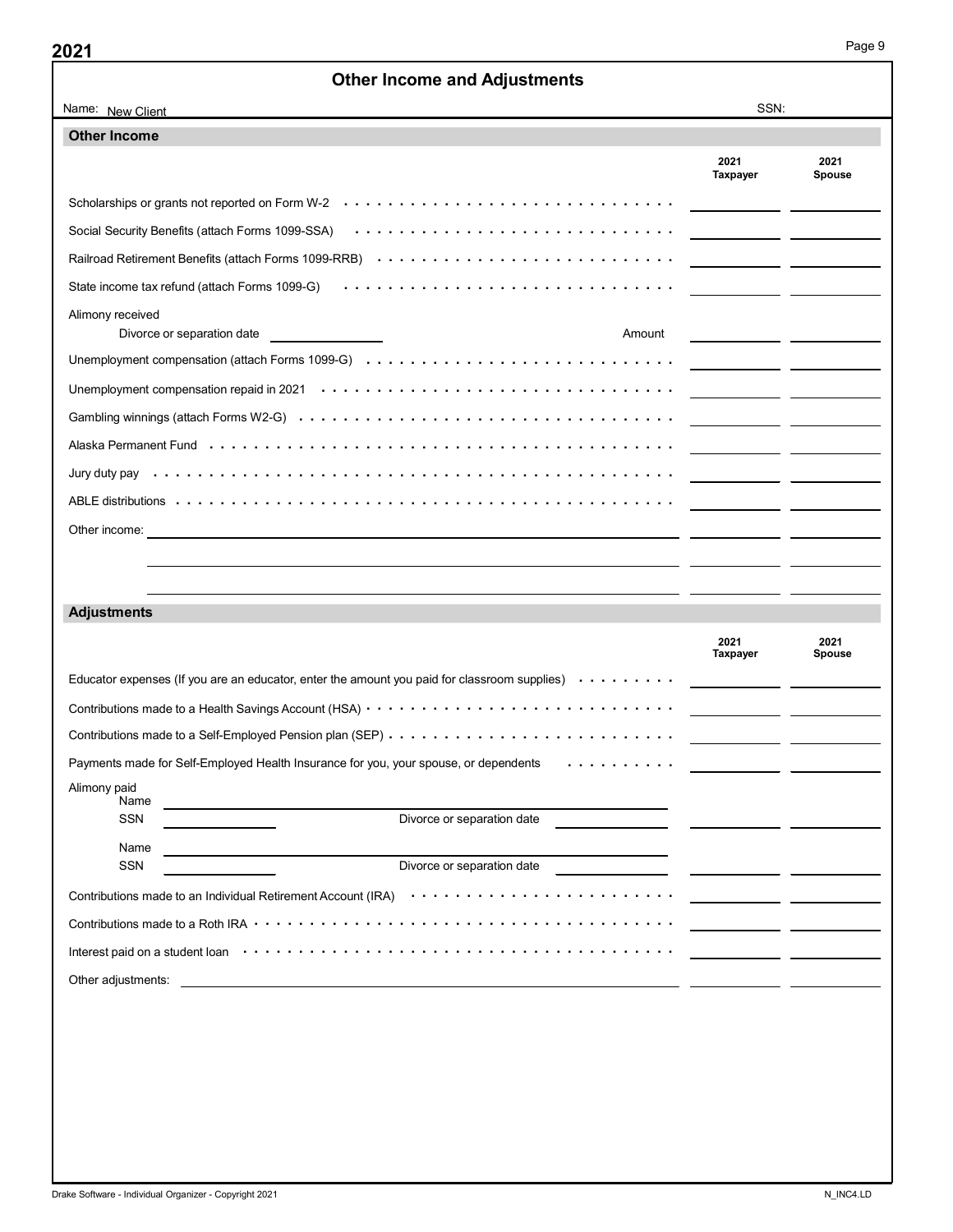# Other Income and Adjustments

Name: New Client

SSN:

## Other Income

| | 2021 Taxpayer | 2021 Spouse |
|---|---|---|
| Scholarships or grants not reported on Form W-2 | | |
| Social Security Benefits (attach Forms 1099-SSA) | | |
| Railroad Retirement Benefits (attach Forms 1099-RRB) | | |
| State income tax refund (attach Forms 1099-G) | | |
| Alimony received<br>Divorce or separation date ________ Amount | | |
| Unemployment compensation (attach Forms 1099-G) | | |
| Unemployment compensation repaid in 2021 | | |
| Gambling winnings (attach Forms W2-G) | | |
| Alaska Permanent Fund | | |
| Jury duty pay | | |
| ABLE distributions | | |
| Other income: | | |
| | | |
| | | |

## Adjustments

| | 2021 Taxpayer | 2021 Spouse |
|---|---|---|
| Educator expenses (If you are an educator, enter the amount you paid for classroom supplies) | | |
| Contributions made to a Health Savings Account (HSA) | | |
| Contributions made to a Self-Employed Pension plan (SEP) | | |
| Payments made for Self-Employed Health Insurance for you, your spouse, or dependents | | |
| Alimony paid<br>Name ________<br>SSN ________ Divorce or separation date ________ | | |
| Name ________<br>SSN ________ Divorce or separation date ________ | | |
| Contributions made to an Individual Retirement Account (IRA) | | |
| Contributions made to a Roth IRA | | |
| Interest paid on a student loan | | |
| Other adjustments: | | |

Drake Software - Individual Organizer - Copyright 2021

N_INC4.LD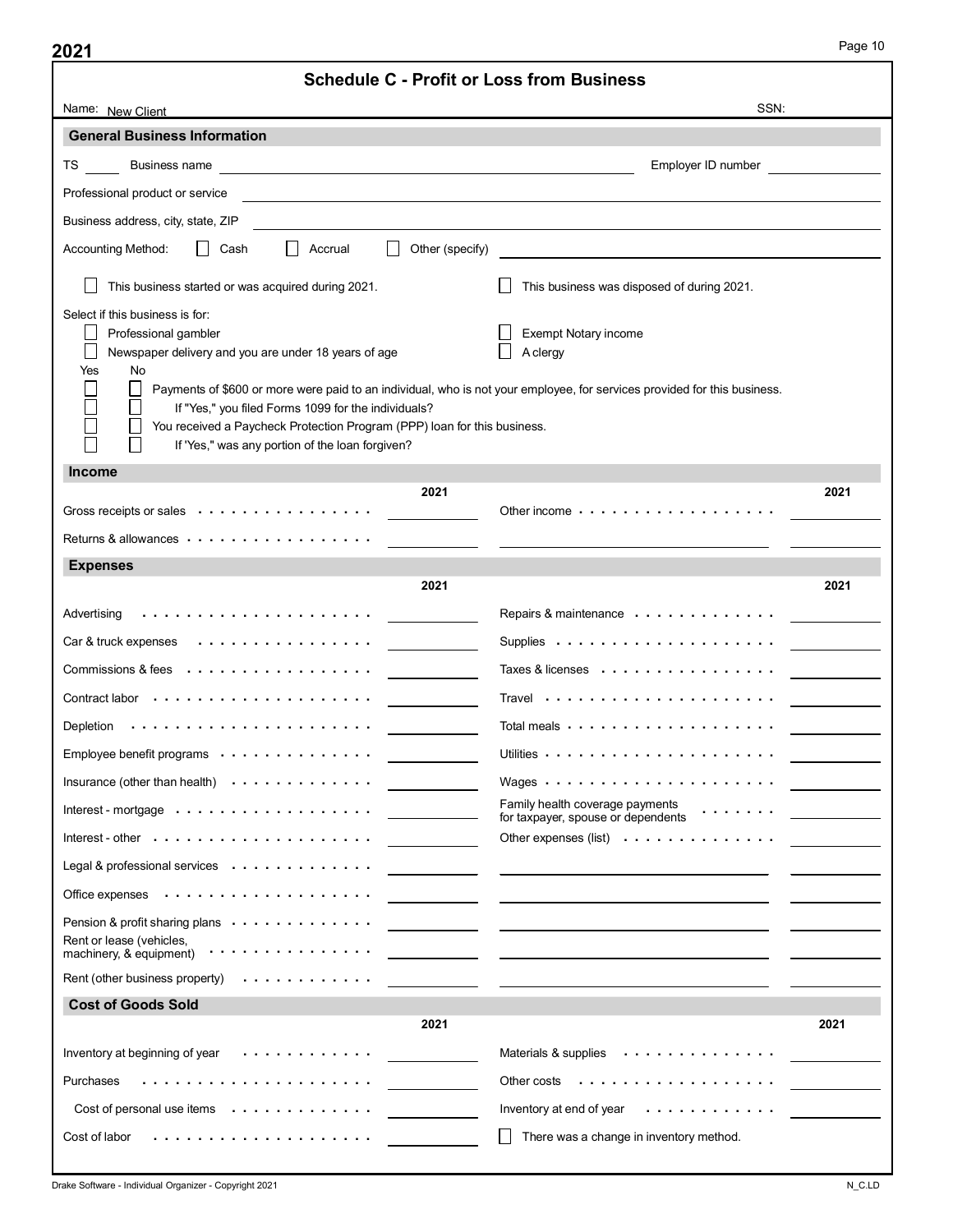# Schedule C - Profit or Loss from Business

Name: New Client SSN:

## General Business Information

TS \_\_\_\_\_ Business name \_\_\_\_\_\_\_\_\_\_\_\_\_\_\_\_\_\_\_\_ Employer ID number \_\_\_\_\_\_\_\_\_\_

Professional product or service \_\_\_\_\_\_\_\_\_\_\_\_\_\_\_\_\_\_\_\_

Business address, city, state, ZIP \_\_\_\_\_\_\_\_\_\_\_\_\_\_\_\_\_\_\_\_

Accounting Method: ☐ Cash ☐ Accrual ☐ Other (specify) \_\_\_\_\_\_\_\_\_\_\_\_\_\_\_\_\_\_\_\_

☐ This business started or was acquired during 2021.

☐ This business was disposed of during 2021.

Select if this business is for:

☐ Professional gambler

☐ Exempt Notary income

☐ Newspaper delivery and you are under 18 years of age

☐ A clergy

| Yes | No | |
|---|---|---|
| ☐ | ☐ | Payments of $600 or more were paid to an individual, who is not your employee, for services provided for this business. |
| ☐ | ☐ | If "Yes," you filed Forms 1099 for the individuals? |
| ☐ | ☐ | You received a Paycheck Protection Program (PPP) loan for this business. |
| ☐ | ☐ | If 'Yes," was any portion of the loan forgiven? |

## Income

| | 2021 | | 2021 |
|---|---|---|---|
| Gross receipts or sales | | Other income | |
| Returns & allowances | | | |

## Expenses

| | 2021 | | 2021 |
|---|---|---|---|
| Advertising | | Repairs & maintenance | |
| Car & truck expenses | | Supplies | |
| Commissions & fees | | Taxes & licenses | |
| Contract labor | | Travel | |
| Depletion | | Total meals | |
| Employee benefit programs | | Utilities | |
| Insurance (other than health) | | Wages | |
| Interest - mortgage | | Family health coverage payments for taxpayer, spouse or dependents | |
| Interest - other | | Other expenses (list) | |
| Legal & professional services | | | |
| Office expenses | | | |
| Pension & profit sharing plans | | | |
| Rent or lease (vehicles, machinery, & equipment) | | | |
| Rent (other business property) | | | |

## Cost of Goods Sold

| | 2021 | | 2021 |
|---|---|---|---|
| Inventory at beginning of year | | Materials & supplies | |
| Purchases | | Other costs | |
| Cost of personal use items | | Inventory at end of year | |
| Cost of labor | | ☐ There was a change in inventory method. | |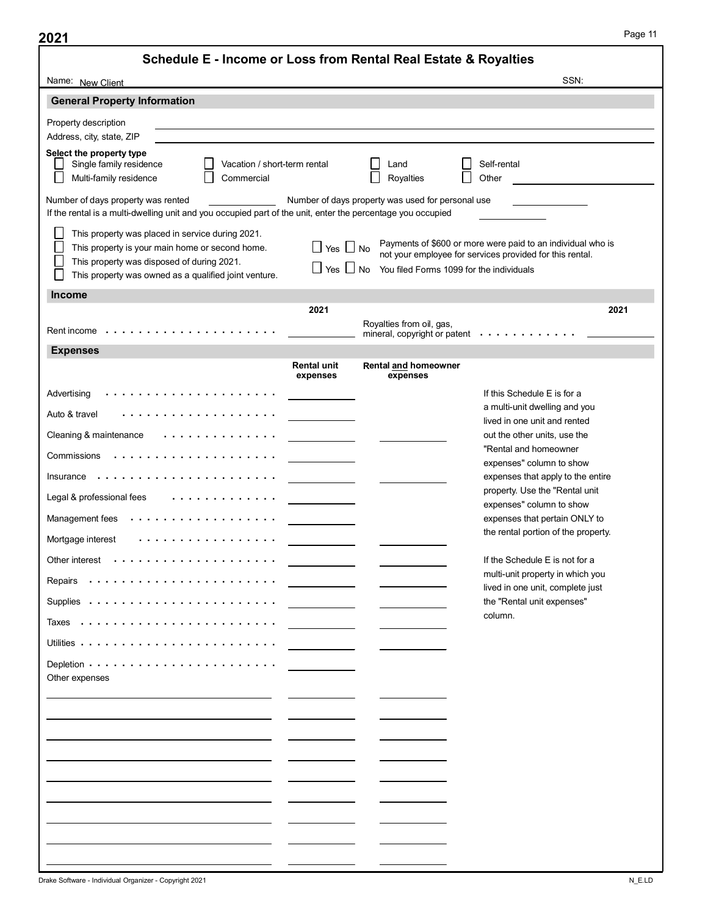# Schedule E - Income or Loss from Rental Real Estate & Royalties

Name: New Client SSN:

## General Property Information

Property description

Address, city, state, ZIP

**Select the property type**

- ☐ Single family residence
- ☐ Multi-family residence
- ☐ Vacation / short-term rental
- ☐ Commercial
- ☐ Land
- ☐ Royalties
- ☐ Self-rental
- ☐ Other

Number of days property was rented ____________ Number of days property was used for personal use ____________

If the rental is a multi-dwelling unit and you occupied part of the unit, enter the percentage you occupied ____________

- ☐ This property was placed in service during 2021.
- ☐ This property is your main home or second home.
- ☐ This property was disposed of during 2021.
- ☐ This property was owned as a qualified joint venture.

☐ Yes ☐ No Payments of $600 or more were paid to an individual who is not your employee for services provided for this rental.

☐ Yes ☐ No You filed Forms 1099 for the individuals

## Income

| | 2021 | | 2021 |
|---|---|---|---|
| Rent income | | Royalties from oil, gas, mineral, copyright or patent | |

## Expenses

| | Rental unit expenses | Rental and homeowner expenses |
|---|---|---|
| Advertising | | |
| Auto & travel | | |
| Cleaning & maintenance | | |
| Commissions | | |
| Insurance | | |
| Legal & professional fees | | |
| Management fees | | |
| Mortgage interest | | |
| Other interest | | |
| Repairs | | |
| Supplies | | |
| Taxes | | |
| Utilities | | |
| Depletion | | |
| Other expenses | | |
| | | |
| | | |
| | | |
| | | |
| | | |
| | | |
| | | |
| | | |
| | | |

If this Schedule E is for a a multi-unit dwelling and you lived in one unit and rented out the other units, use the "Rental and homeowner expenses" column to show expenses that apply to the entire property. Use the "Rental unit expenses" column to show expenses that pertain ONLY to the rental portion of the property.

If the Schedule E is not for a multi-unit property in which you lived in one unit, complete just the "Rental unit expenses" column.

Drake Software - Individual Organizer - Copyright 2021 N_E.LD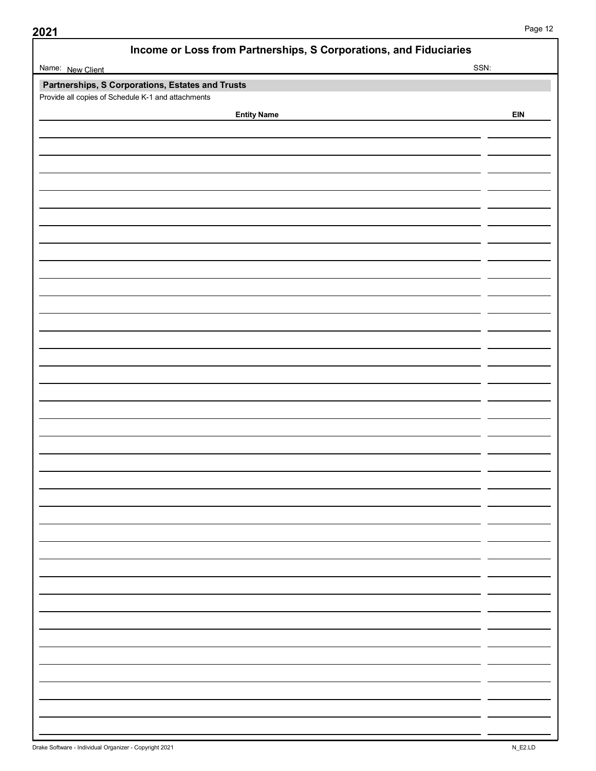# Income or Loss from Partnerships, S Corporations, and Fiduciaries

Name: New Client

SSN:

## Partnerships, S Corporations, Estates and Trusts

Provide all copies of Schedule K-1 and attachments

| Entity Name | EIN |
| --- | --- |
| | |
| | |
| | |
| | |
| | |
| | |
| | |
| | |
| | |
| | |
| | |
| | |
| | |
| | |
| | |
| | |
| | |
| | |
| | |
| | |
| | |
| | |
| | |
| | |
| | |
| | |
| | |
| | |
| | |
| | |
| | |
| | |
| | |
| | |
| | |
| | |

Drake Software - Individual Organizer - Copyright 2021

N_E2.LD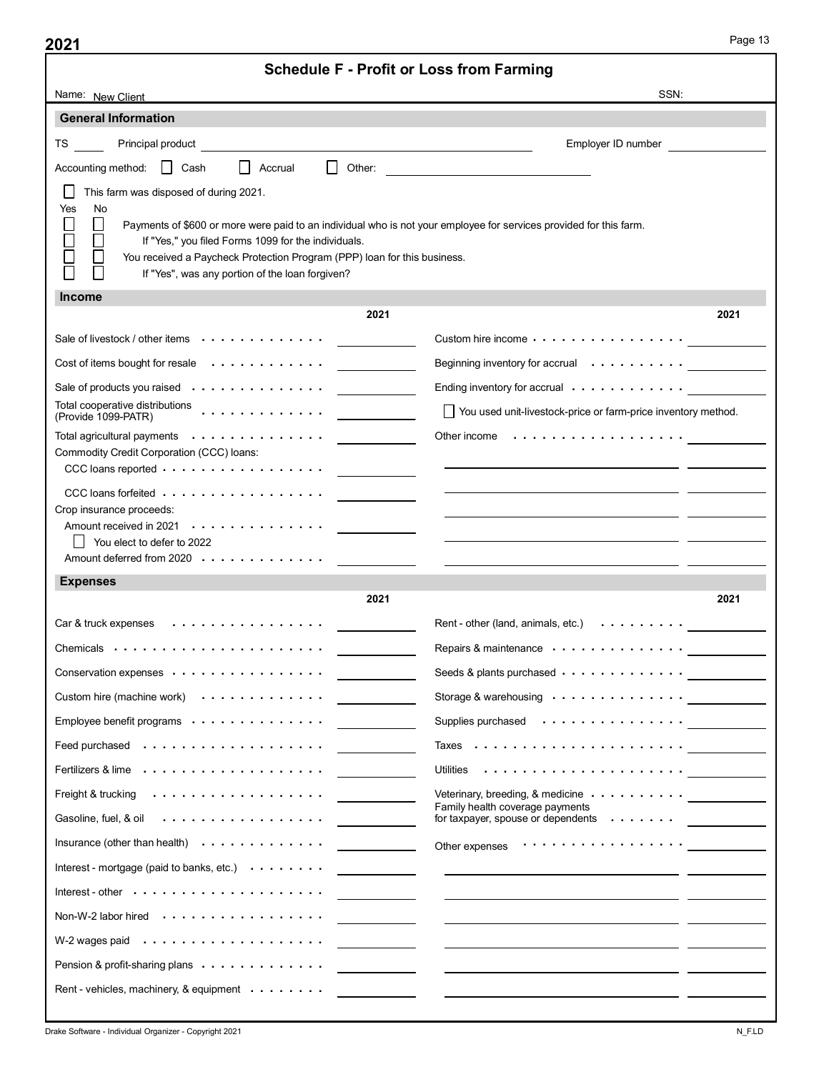# Schedule F - Profit or Loss from Farming

Name: New Client

SSN:

## General Information

TS ______ Principal product ______________________ Employer ID number ______________

Accounting method: ☐ Cash ☐ Accrual ☐ Other: ______________

☐ This farm was disposed of during 2021.

| Yes | No | |
|---|---|---|
| ☐ | ☐ | Payments of $600 or more were paid to an individual who is not your employee for services provided for this farm. |
| ☐ | ☐ | If "Yes," you filed Forms 1099 for the individuals. |
| ☐ | ☐ | You received a Paycheck Protection Program (PPP) loan for this business. |
| ☐ | ☐ | If "Yes", was any portion of the loan forgiven? |

## Income

| | 2021 | | 2021 |
|---|---|---|---|
| Sale of livestock / other items | | Custom hire income | |
| Cost of items bought for resale | | Beginning inventory for accrual | |
| Sale of products you raised | | Ending inventory for accrual | |
| Total cooperative distributions (Provide 1099-PATR) | | ☐ You used unit-livestock-price or farm-price inventory method. | |
| Total agricultural payments | | Other income | |
| Commodity Credit Corporation (CCC) loans: | | | |
| CCC loans reported | | | |
| CCC loans forfeited | | | |
| Crop insurance proceeds: | | | |
| Amount received in 2021 | | | |
| ☐ You elect to defer to 2022 | | | |
| Amount deferred from 2020 | | | |

## Expenses

| | 2021 | | 2021 |
|---|---|---|---|
| Car & truck expenses | | Rent - other (land, animals, etc.) | |
| Chemicals | | Repairs & maintenance | |
| Conservation expenses | | Seeds & plants purchased | |
| Custom hire (machine work) | | Storage & warehousing | |
| Employee benefit programs | | Supplies purchased | |
| Feed purchased | | Taxes | |
| Fertilizers & lime | | Utilities | |
| Freight & trucking | | Veterinary, breeding, & medicine | |
| Gasoline, fuel, & oil | | Family health coverage payments for taxpayer, spouse or dependents | |
| Insurance (other than health) | | Other expenses | |
| Interest - mortgage (paid to banks, etc.) | | | |
| Interest - other | | | |
| Non-W-2 labor hired | | | |
| W-2 wages paid | | | |
| Pension & profit-sharing plans | | | |
| Rent - vehicles, machinery, & equipment | | | |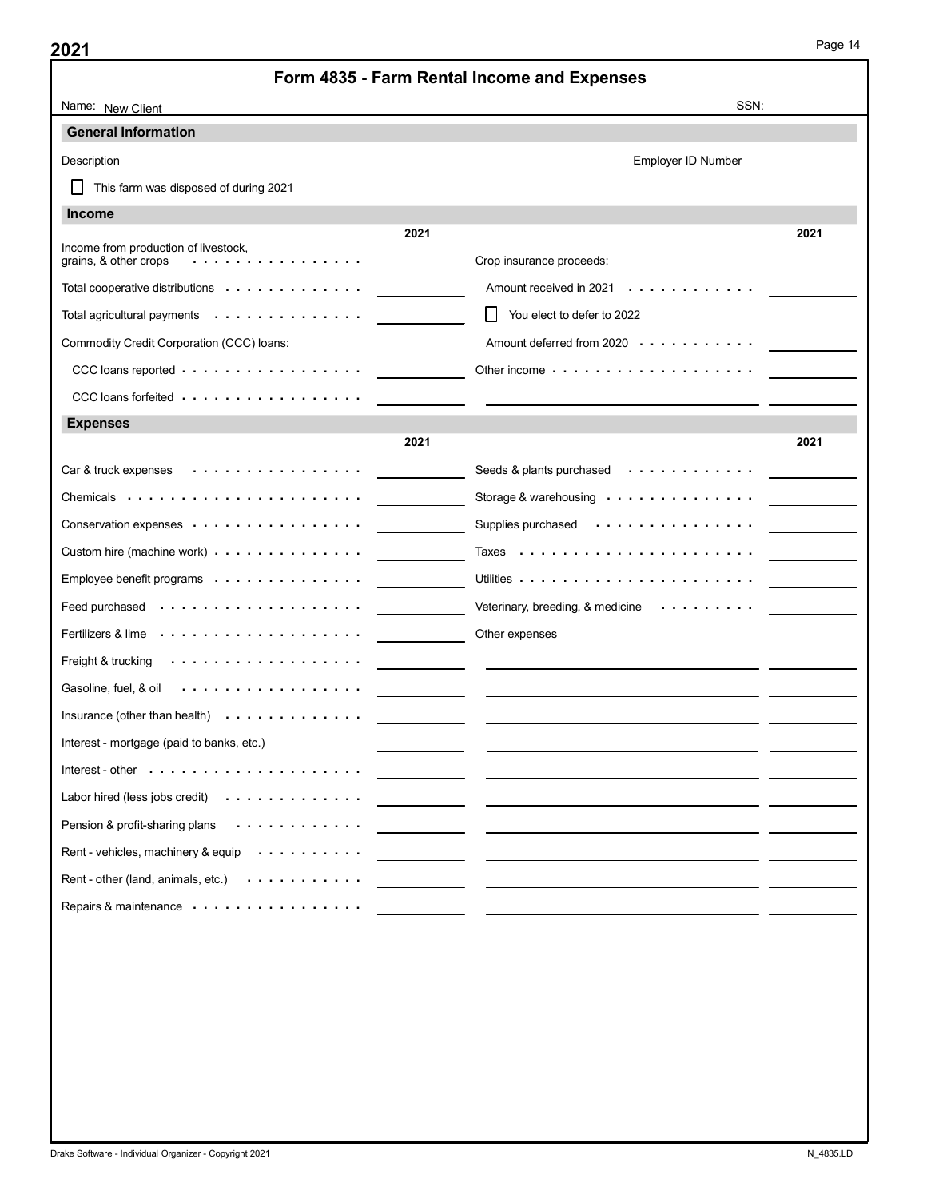2021

# Form 4835 - Farm Rental Income and Expenses

Name: New Client SSN:

## General Information

Description \_\_\_\_\_\_\_\_\_\_\_\_\_\_\_\_\_\_\_\_ Employer ID Number \_\_\_\_\_\_\_\_\_\_

☐ This farm was disposed of during 2021

## Income

| | 2021 | | 2021 |
|---|---|---|---|
| Income from production of livestock, grains, & other crops | | Crop insurance proceeds: | |
| Total cooperative distributions | | Amount received in 2021 | |
| Total agricultural payments | | ☐ You elect to defer to 2022 | |
| Commodity Credit Corporation (CCC) loans: | | Amount deferred from 2020 | |
| CCC loans reported | | Other income | |
| CCC loans forfeited | | | |

## Expenses

| | 2021 | | 2021 |
|---|---|---|---|
| Car & truck expenses | | Seeds & plants purchased | |
| Chemicals | | Storage & warehousing | |
| Conservation expenses | | Supplies purchased | |
| Custom hire (machine work) | | Taxes | |
| Employee benefit programs | | Utilities | |
| Feed purchased | | Veterinary, breeding, & medicine | |
| Fertilizers & lime | | Other expenses | |
| Freight & trucking | | | |
| Gasoline, fuel, & oil | | | |
| Insurance (other than health) | | | |
| Interest - mortgage (paid to banks, etc.) | | | |
| Interest - other | | | |
| Labor hired (less jobs credit) | | | |
| Pension & profit-sharing plans | | | |
| Rent - vehicles, machinery & equip | | | |
| Rent - other (land, animals, etc.) | | | |
| Repairs & maintenance | | | |

Drake Software - Individual Organizer - Copyright 2021 N_4835.LD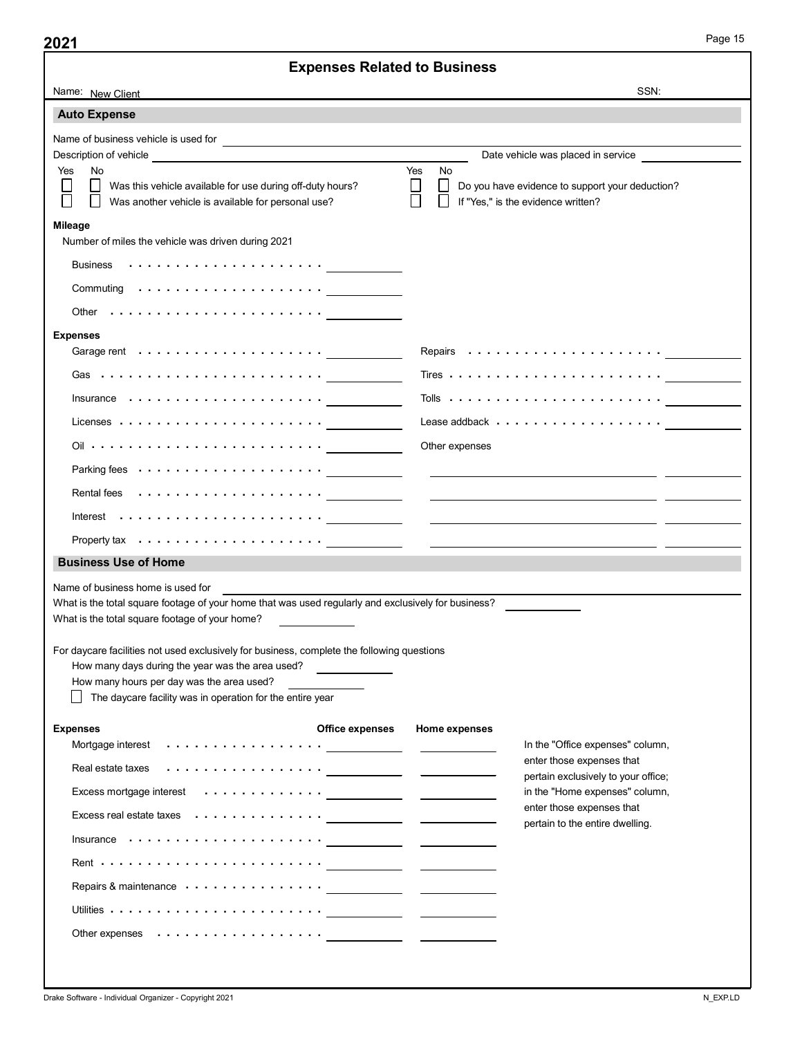# Expenses Related to Business

Name: New Client SSN:

## Auto Expense

Name of business vehicle is used for ______

Description of vehicle ______ Date vehicle was placed in service ______

| Yes | No | | Yes | No | |
|---|---|---|---|---|---|
| ☐ | ☐ | Was this vehicle available for use during off-duty hours? | ☐ | ☐ | Do you have evidence to support your deduction? |
| ☐ | ☐ | Was another vehicle is available for personal use? | ☐ | ☐ | If "Yes," is the evidence written? |

**Mileage**

Number of miles the vehicle was driven during 2021

| | |
|---|---|
| Business | |
| Commuting | |
| Other | |

**Expenses**

| | | | |
|---|---|---|---|
| Garage rent | | Repairs | |
| Gas | | Tires | |
| Insurance | | Tolls | |
| Licenses | | Lease addback | |
| Oil | | Other expenses | |
| Parking fees | | | |
| Rental fees | | | |
| Interest | | | |
| Property tax | | | |

## Business Use of Home

Name of business home is used for ______

What is the total square footage of your home that was used regularly and exclusively for business? ______

What is the total square footage of your home? ______

For daycare facilities not used exclusively for business, complete the following questions

How many days during the year was the area used? ______

How many hours per day was the area used? ______

☐ The daycare facility was in operation for the entire year

| Expenses | Office expenses | Home expenses |
|---|---|---|
| Mortgage interest | | |
| Real estate taxes | | |
| Excess mortgage interest | | |
| Excess real estate taxes | | |
| Insurance | | |
| Rent | | |
| Repairs & maintenance | | |
| Utilities | | |
| Other expenses | | |

In the "Office expenses" column, enter those expenses that pertain exclusively to your office; in the "Home expenses" column, enter those expenses that pertain to the entire dwelling.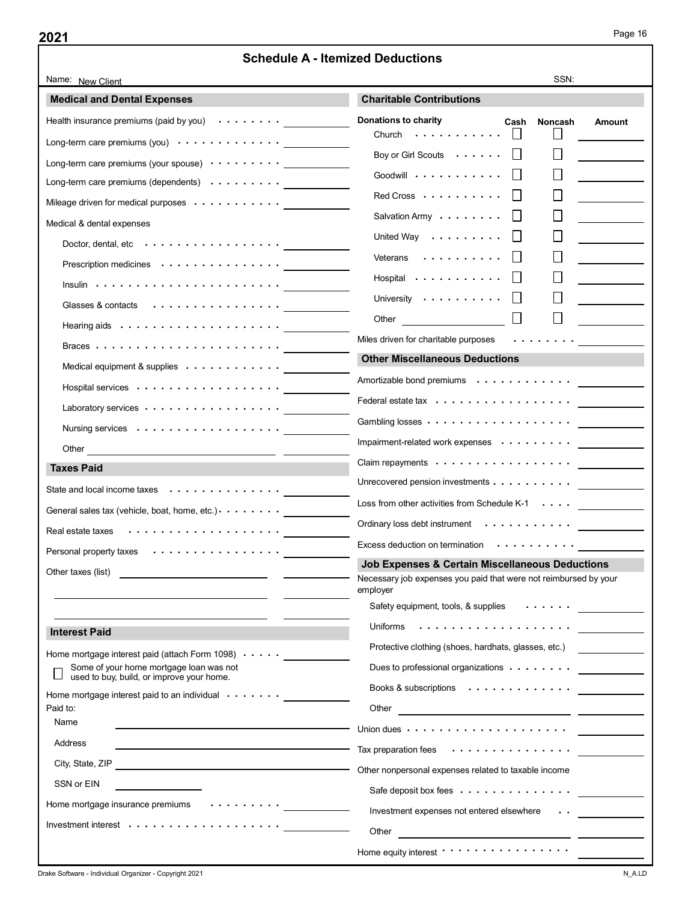# Schedule A - Itemized Deductions

Name: New Client SSN:

## Medical and Dental Expenses

| Item | Amount |
|---|---|
| Health insurance premiums (paid by you) | |
| Long-term care premiums (you) | |
| Long-term care premiums (your spouse) | |
| Long-term care premiums (dependents) | |
| Mileage driven for medical purposes | |

Medical & dental expenses

| Item | Amount |
|---|---|
| Doctor, dental, etc | |
| Prescription medicines | |
| Insulin | |
| Glasses & contacts | |
| Hearing aids | |
| Braces | |
| Medical equipment & supplies | |
| Hospital services | |
| Laboratory services | |
| Nursing services | |
| Other | |

## Taxes Paid

| Item | Amount |
|---|---|
| State and local income taxes | |
| General sales tax (vehicle, boat, home, etc.) | |
| Real estate taxes | |
| Personal property taxes | |
| Other taxes (list) | |
| | |
| | |

## Interest Paid

| Item | Amount |
|---|---|
| Home mortgage interest paid (attach Form 1098) | |

☐ Some of your home mortgage loan was not used to buy, build, or improve your home.

| Item | Amount |
|---|---|
| Home mortgage interest paid to an individual | |

Paid to:

Name

Address

City, State, ZIP

SSN or EIN

| Item | Amount |
|---|---|
| Home mortgage insurance premiums | |
| Investment interest | |

## Charitable Contributions

| Donations to charity | Cash | Noncash | Amount |
|---|---|---|---|
| Church | ☐ | ☐ | |
| Boy or Girl Scouts | ☐ | ☐ | |
| Goodwill | ☐ | ☐ | |
| Red Cross | ☐ | ☐ | |
| Salvation Army | ☐ | ☐ | |
| United Way | ☐ | ☐ | |
| Veterans | ☐ | ☐ | |
| Hospital | ☐ | ☐ | |
| University | ☐ | ☐ | |
| Other | ☐ | ☐ | |
| Miles driven for charitable purposes | | | |

## Other Miscellaneous Deductions

| Item | Amount |
|---|---|
| Amortizable bond premiums | |
| Federal estate tax | |
| Gambling losses | |
| Impairment-related work expenses | |
| Claim repayments | |
| Unrecovered pension investments | |
| Loss from other activities from Schedule K-1 | |
| Ordinary loss debt instrument | |
| Excess deduction on termination | |

## Job Expenses & Certain Miscellaneous Deductions

Necessary job expenses you paid that were not reimbursed by your employer

| Item | Amount |
|---|---|
| Safety equipment, tools, & supplies | |
| Uniforms | |
| Protective clothing (shoes, hardhats, glasses, etc.) | |
| Dues to professional organizations | |
| Books & subscriptions | |
| Other | |
| Union dues | |
| Tax preparation fees | |

Other nonpersonal expenses related to taxable income

| Item | Amount |
|---|---|
| Safe deposit box fees | |
| Investment expenses not entered elsewhere | |
| Other | |
| Home equity interest | |

Drake Software - Individual Organizer - Copyright 2021 N_A.LD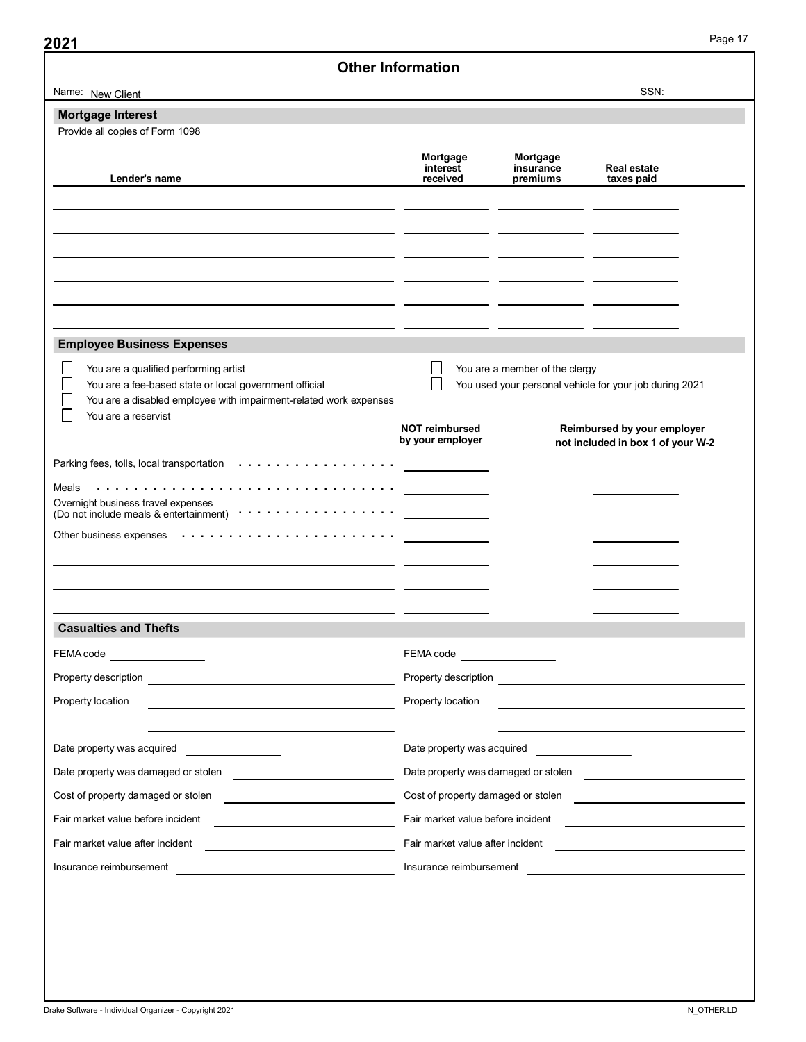# Other Information

Name: New Client

SSN:

## Mortgage Interest

Provide all copies of Form 1098

| Lender's name | Mortgage interest received | Mortgage insurance premiums | Real estate taxes paid |
|---|---|---|---|
| | | | |
| | | | |
| | | | |
| | | | |
| | | | |
| | | | |

## Employee Business Expenses

- ☐ You are a qualified performing artist
- ☐ You are a fee-based state or local government official
- ☐ You are a disabled employee with impairment-related work expenses
- ☐ You are a reservist
- ☐ You are a member of the clergy
- ☐ You used your personal vehicle for your job during 2021

| | NOT reimbursed by your employer | Reimbursed by your employer not included in box 1 of your W-2 |
|---|---|---|
| Parking fees, tolls, local transportation | | |
| Meals | | |
| Overnight business travel expenses (Do not include meals & entertainment) | | |
| Other business expenses | | |
| | | |
| | | |
| | | |

## Casualties and Thefts

| | |
|---|---|
| FEMA code | FEMA code |
| Property description | Property description |
| Property location | Property location |
| Date property was acquired | Date property was acquired |
| Date property was damaged or stolen | Date property was damaged or stolen |
| Cost of property damaged or stolen | Cost of property damaged or stolen |
| Fair market value before incident | Fair market value before incident |
| Fair market value after incident | Fair market value after incident |
| Insurance reimbursement | Insurance reimbursement |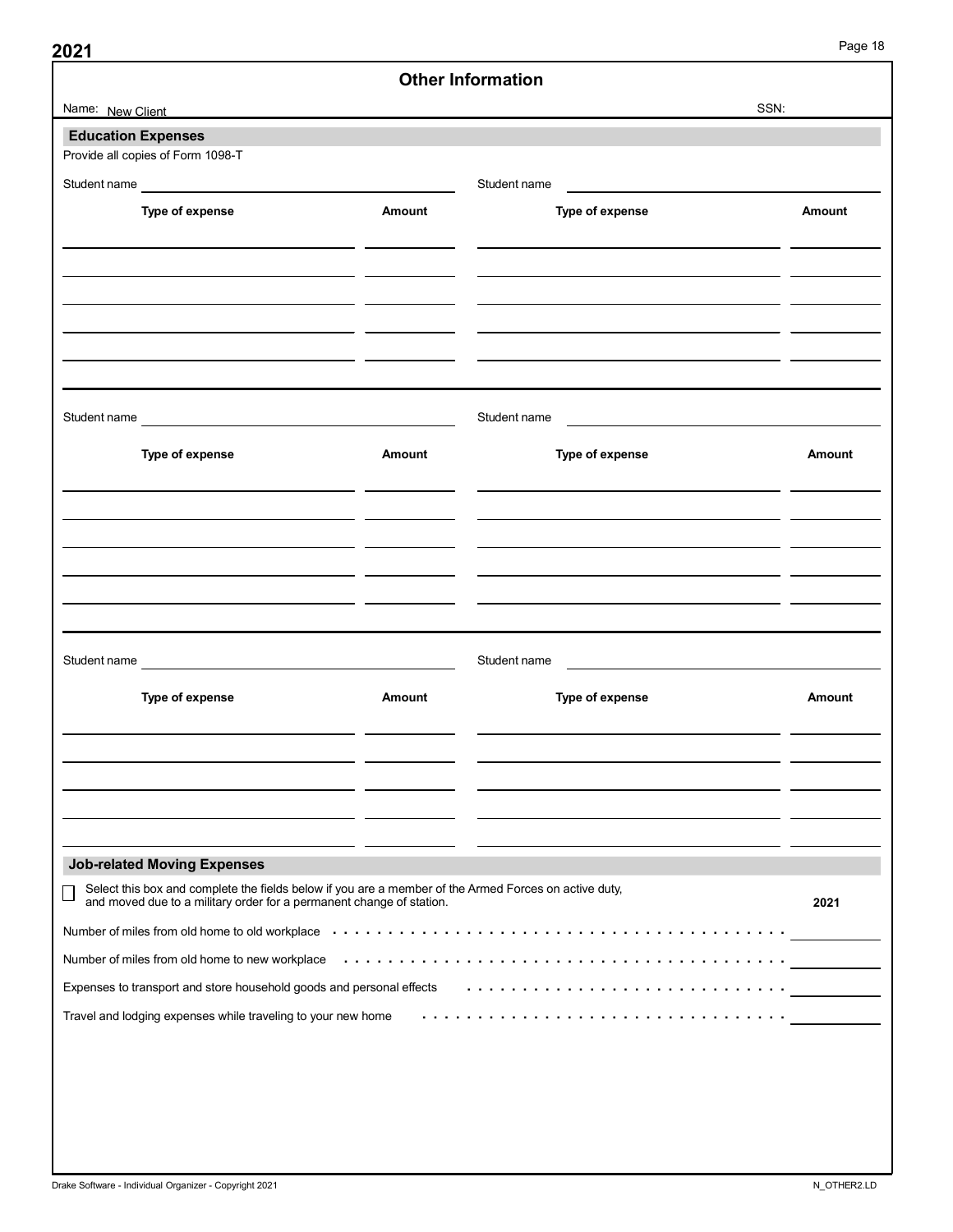# Other Information

Name: New Client

SSN:

## Education Expenses

Provide all copies of Form 1098-T

Student name

| Type of expense | Amount |
|---|---|
| | |
| | |
| | |
| | |
| | |

Student name

| Type of expense | Amount |
|---|---|
| | |
| | |
| | |
| | |
| | |

Student name

| Type of expense | Amount |
|---|---|
| | |
| | |
| | |
| | |
| | |

Student name

| Type of expense | Amount |
|---|---|
| | |
| | |
| | |
| | |
| | |

Student name

| Type of expense | Amount |
|---|---|
| | |
| | |
| | |
| | |
| | |

Student name

| Type of expense | Amount |
|---|---|
| | |
| | |
| | |
| | |
| | |

## Job-related Moving Expenses

☐ Select this box and complete the fields below if you are a member of the Armed Forces on active duty, and moved due to a military order for a permanent change of station.

| | 2021 |
|---|---|
| Number of miles from old home to old workplace | |
| Number of miles from old home to new workplace | |
| Expenses to transport and store household goods and personal effects | |
| Travel and lodging expenses while traveling to your new home | |

Drake Software - Individual Organizer - Copyright 2021

N_OTHER2.LD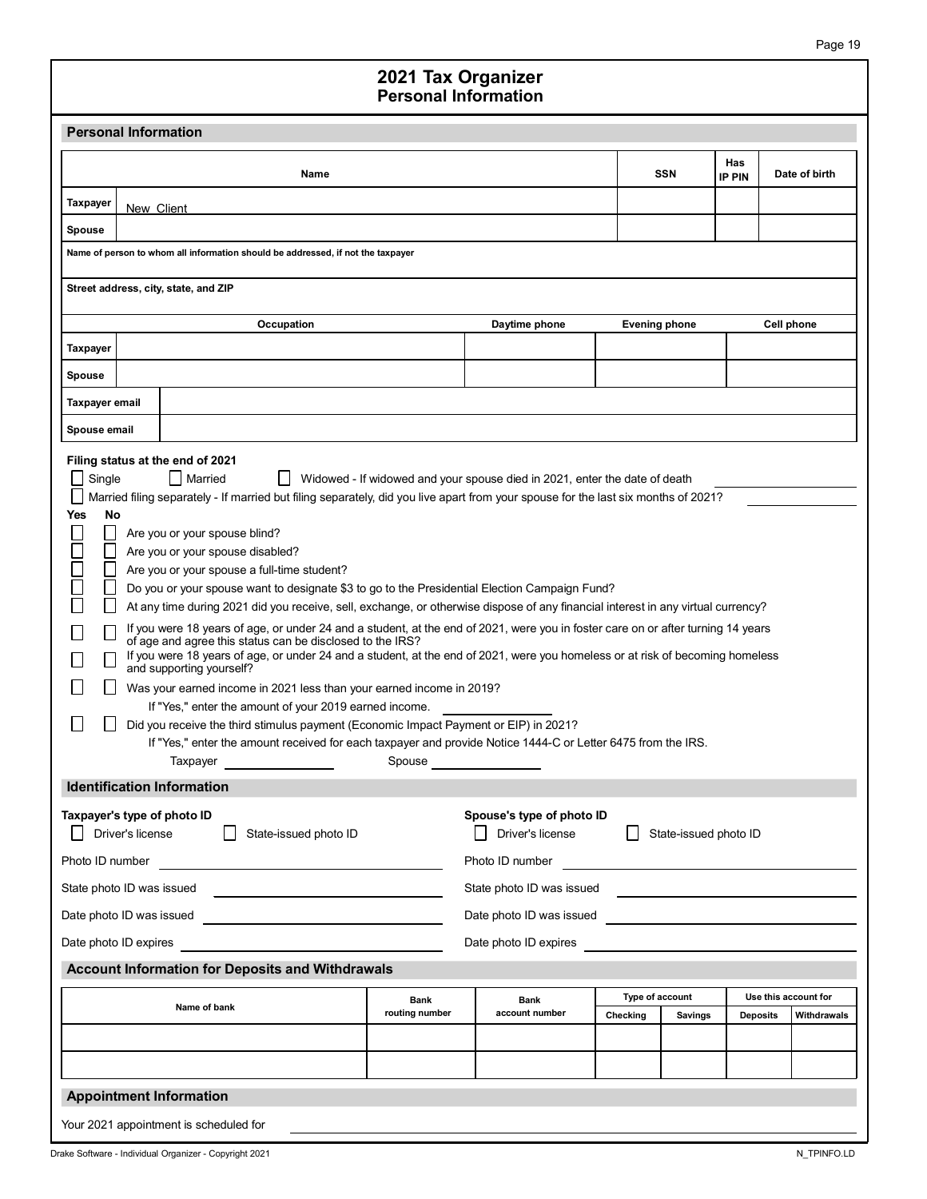# 2021 Tax Organizer
## Personal Information

### Personal Information

| | Name | SSN | Has IP PIN | Date of birth |
|---|---|---|---|---|
| Taxpayer | New Client | | | |
| Spouse | | | | |

Name of person to whom all information should be addressed, if not the taxpayer

Street address, city, state, and ZIP

| | Occupation | Daytime phone | Evening phone | Cell phone |
|---|---|---|---|---|
| Taxpayer | | | | |
| Spouse | | | | |

| | |
|---|---|
| Taxpayer email | |
| Spouse email | |

**Filing status at the end of 2021**

☐ Single ☐ Married ☐ Widowed - If widowed and your spouse died in 2021, enter the date of death ____________

☐ Married filing separately - If married but filing separately, did you live apart from your spouse for the last six months of 2021? ____________

| Yes | No | |
|---|---|---|
| ☐ | ☐ | Are you or your spouse blind? |
| ☐ | ☐ | Are you or your spouse disabled? |
| ☐ | ☐ | Are you or your spouse a full-time student? |
| ☐ | ☐ | Do you or your spouse want to designate $3 to go to the Presidential Election Campaign Fund? |
| ☐ | ☐ | At any time during 2021 did you receive, sell, exchange, or otherwise dispose of any financial interest in any virtual currency? |
| ☐ | ☐ | If you were 18 years of age, or under 24 and a student, at the end of 2021, were you in foster care on or after turning 14 years of age and agree this status can be disclosed to the IRS? |
| ☐ | ☐ | If you were 18 years of age, or under 24 and a student, at the end of 2021, were you homeless or at risk of becoming homeless and supporting yourself? |
| ☐ | ☐ | Was your earned income in 2021 less than your earned income in 2019? If "Yes," enter the amount of your 2019 earned income. ____________ |
| ☐ | ☐ | Did you receive the third stimulus payment (Economic Impact Payment or EIP) in 2021? If "Yes," enter the amount received for each taxpayer and provide Notice 1444-C or Letter 6475 from the IRS. Taxpayer ____________ Spouse ____________ |

### Identification Information

**Taxpayer's type of photo ID**

☐ Driver's license ☐ State-issued photo ID

Photo ID number ____________

State photo ID was issued ____________

Date photo ID was issued ____________

Date photo ID expires ____________

**Spouse's type of photo ID**

☐ Driver's license ☐ State-issued photo ID

Photo ID number ____________

State photo ID was issued ____________

Date photo ID was issued ____________

Date photo ID expires ____________

### Account Information for Deposits and Withdrawals

| Name of bank | Bank routing number | Bank account number | Type of account | | Use this account for | |
|---|---|---|---|---|---|---|
| | | | Checking | Savings | Deposits | Withdrawals |
| | | | | | | |
| | | | | | | |

### Appointment Information

Your 2021 appointment is scheduled for ____________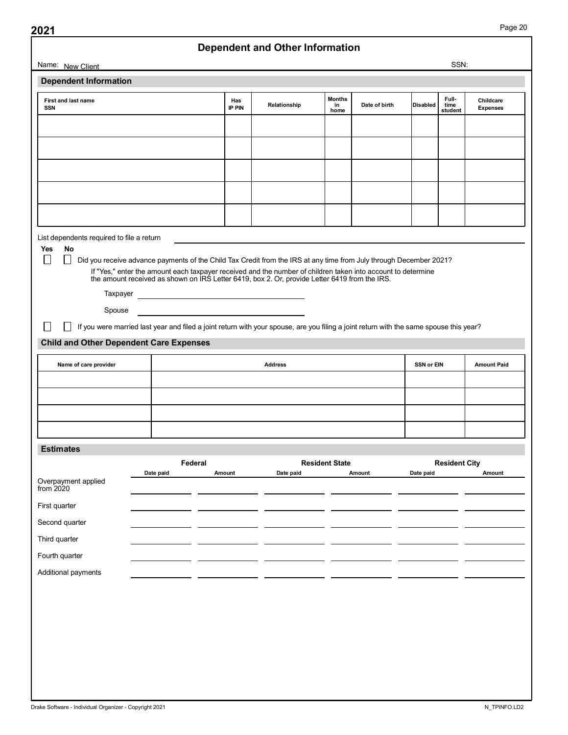2021

# Dependent and Other Information

Name: New Client SSN:

## Dependent Information

| First and last name SSN | Has IP PIN | Relationship | Months in home | Date of birth | Disabled | Full-time student | Childcare Expenses |
|---|---|---|---|---|---|---|---|
| | | | | | | | |
| | | | | | | | |
| | | | | | | | |
| | | | | | | | |
| | | | | | | | |

List dependents required to file a return \_\_\_\_\_\_\_\_\_\_\_\_\_\_\_\_\_\_\_\_\_\_\_\_

**Yes No**

☐ ☐ Did you receive advance payments of the Child Tax Credit from the IRS at any time from July through December 2021?

If "Yes," enter the amount each taxpayer received and the number of children taken into account to determine the amount received as shown on IRS Letter 6419, box 2. Or, provide Letter 6419 from the IRS.

Taxpayer \_\_\_\_\_\_\_\_\_\_\_\_\_\_\_\_\_\_\_\_

Spouse \_\_\_\_\_\_\_\_\_\_\_\_\_\_\_\_\_\_\_\_

☐ ☐ If you were married last year and filed a joint return with your spouse, are you filing a joint return with the same spouse this year?

## Child and Other Dependent Care Expenses

| Name of care provider | Address | SSN or EIN | Amount Paid |
|---|---|---|---|
| | | | |
| | | | |
| | | | |
| | | | |

## Estimates

| | Federal | | Resident State | | Resident City | |
|---|---|---|---|---|---|---|
| | Date paid | Amount | Date paid | Amount | Date paid | Amount |
| Overpayment applied from 2020 | | | | | | |
| First quarter | | | | | | |
| Second quarter | | | | | | |
| Third quarter | | | | | | |
| Fourth quarter | | | | | | |
| Additional payments | | | | | | |

Drake Software - Individual Organizer - Copyright 2021 N_TPINFO.LD2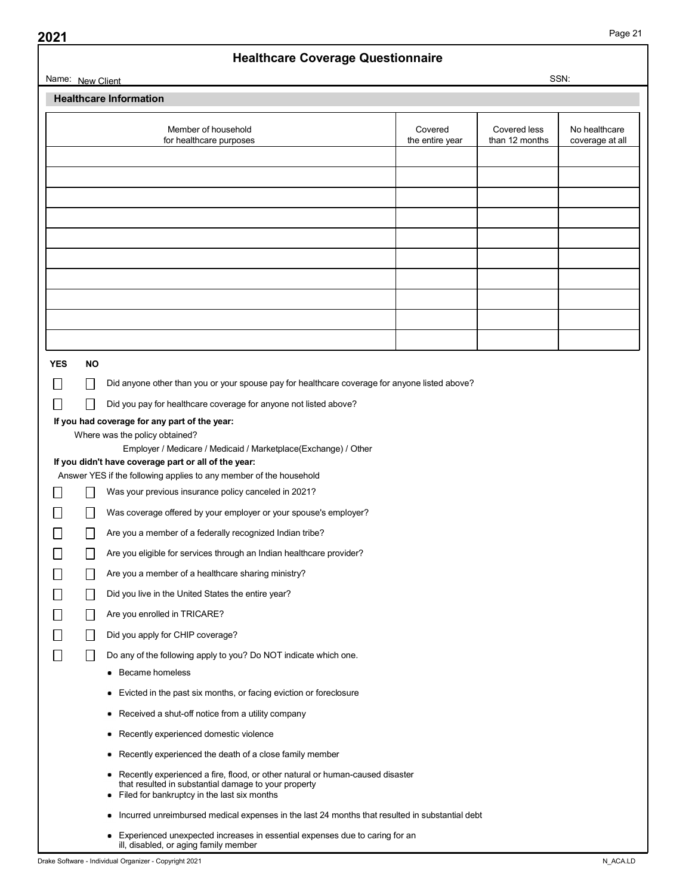# Healthcare Coverage Questionnaire

Name: New Client SSN:

## Healthcare Information

| Member of household for healthcare purposes | Covered the entire year | Covered less than 12 months | No healthcare coverage at all |
|---|---|---|---|
| | | | |
| | | | |
| | | | |
| | | | |
| | | | |
| | | | |
| | | | |
| | | | |
| | | | |
| | | | |

| YES | NO | |
|---|---|---|
| ☐ | ☐ | Did anyone other than you or your spouse pay for healthcare coverage for anyone listed above? |
| ☐ | ☐ | Did you pay for healthcare coverage for anyone not listed above? |

**If you had coverage for any part of the year:**

Where was the policy obtained?

Employer / Medicare / Medicaid / Marketplace(Exchange) / Other

**If you didn't have coverage part or all of the year:**

Answer YES if the following applies to any member of the household

| YES | NO | |
|---|---|---|
| ☐ | ☐ | Was your previous insurance policy canceled in 2021? |
| ☐ | ☐ | Was coverage offered by your employer or your spouse's employer? |
| ☐ | ☐ | Are you a member of a federally recognized Indian tribe? |
| ☐ | ☐ | Are you eligible for services through an Indian healthcare provider? |
| ☐ | ☐ | Are you a member of a healthcare sharing ministry? |
| ☐ | ☐ | Did you live in the United States the entire year? |
| ☐ | ☐ | Are you enrolled in TRICARE? |
| ☐ | ☐ | Did you apply for CHIP coverage? |
| ☐ | ☐ | Do any of the following apply to you? Do NOT indicate which one. |

- Became homeless
- Evicted in the past six months, or facing eviction or foreclosure
- Received a shut-off notice from a utility company
- Recently experienced domestic violence
- Recently experienced the death of a close family member
- Recently experienced a fire, flood, or other natural or human-caused disaster that resulted in substantial damage to your property
- Filed for bankruptcy in the last six months
- Incurred unreimbursed medical expenses in the last 24 months that resulted in substantial debt
- Experienced unexpected increases in essential expenses due to caring for an ill, disabled, or aging family member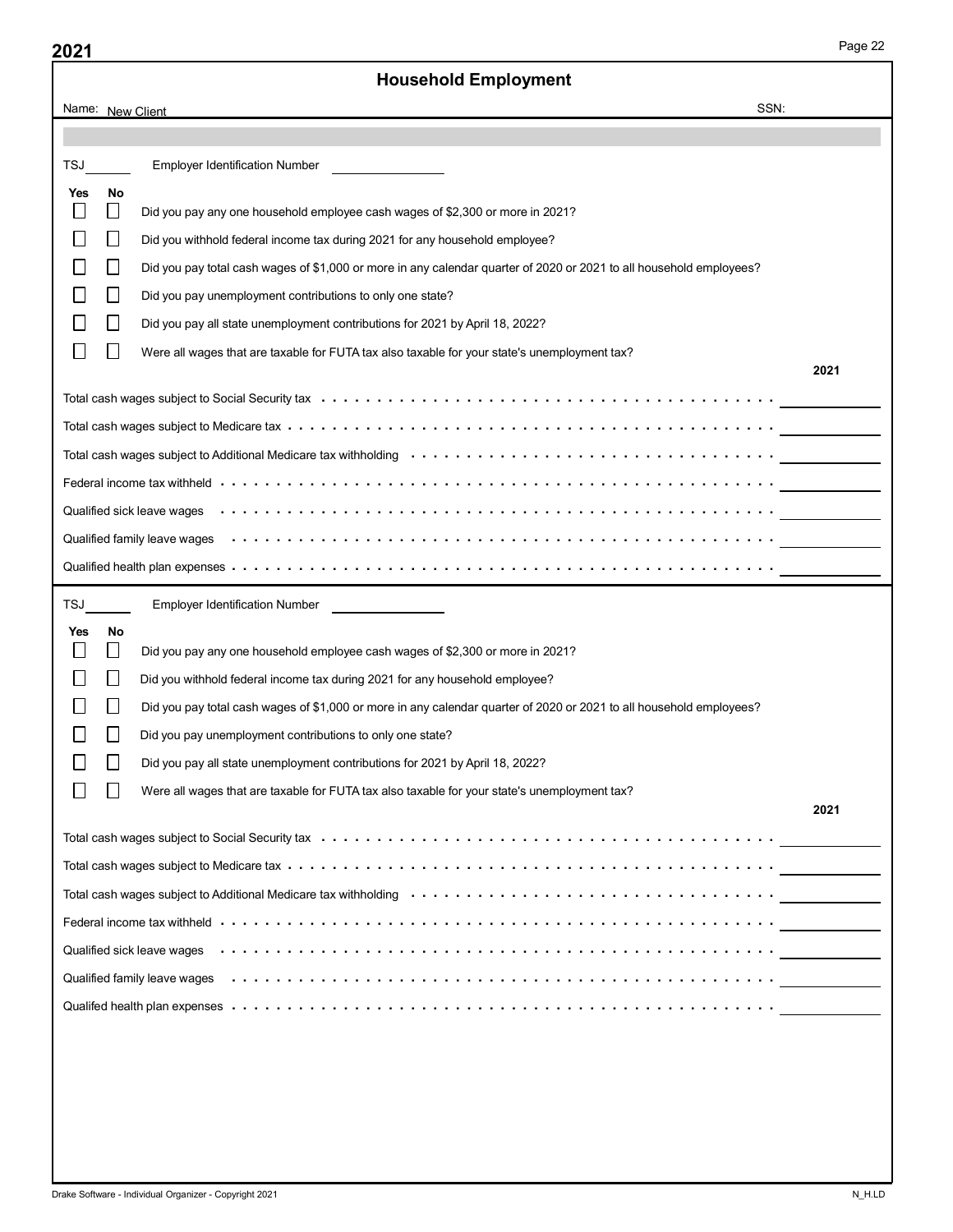# Household Employment

Name: New Client SSN:

TSJ ______ Employer Identification Number ______________

| Yes | No | |
|---|---|---|
| ☐ | ☐ | Did you pay any one household employee cash wages of $2,300 or more in 2021? |
| ☐ | ☐ | Did you withhold federal income tax during 2021 for any household employee? |
| ☐ | ☐ | Did you pay total cash wages of $1,000 or more in any calendar quarter of 2020 or 2021 to all household employees? |
| ☐ | ☐ | Did you pay unemployment contributions to only one state? |
| ☐ | ☐ | Did you pay all state unemployment contributions for 2021 by April 18, 2022? |
| ☐ | ☐ | Were all wages that are taxable for FUTA tax also taxable for your state's unemployment tax? |

| | 2021 |
|---|---|
| Total cash wages subject to Social Security tax | |
| Total cash wages subject to Medicare tax | |
| Total cash wages subject to Additional Medicare tax withholding | |
| Federal income tax withheld | |
| Qualified sick leave wages | |
| Qualified family leave wages | |
| Qualified health plan expenses | |

TSJ ______ Employer Identification Number ______________

| Yes | No | |
|---|---|---|
| ☐ | ☐ | Did you pay any one household employee cash wages of $2,300 or more in 2021? |
| ☐ | ☐ | Did you withhold federal income tax during 2021 for any household employee? |
| ☐ | ☐ | Did you pay total cash wages of $1,000 or more in any calendar quarter of 2020 or 2021 to all household employees? |
| ☐ | ☐ | Did you pay unemployment contributions to only one state? |
| ☐ | ☐ | Did you pay all state unemployment contributions for 2021 by April 18, 2022? |
| ☐ | ☐ | Were all wages that are taxable for FUTA tax also taxable for your state's unemployment tax? |

| | 2021 |
|---|---|
| Total cash wages subject to Social Security tax | |
| Total cash wages subject to Medicare tax | |
| Total cash wages subject to Additional Medicare tax withholding | |
| Federal income tax withheld | |
| Qualified sick leave wages | |
| Qualified family leave wages | |
| Qualifed health plan expenses | |

Drake Software - Individual Organizer - Copyright 2021 N_H.LD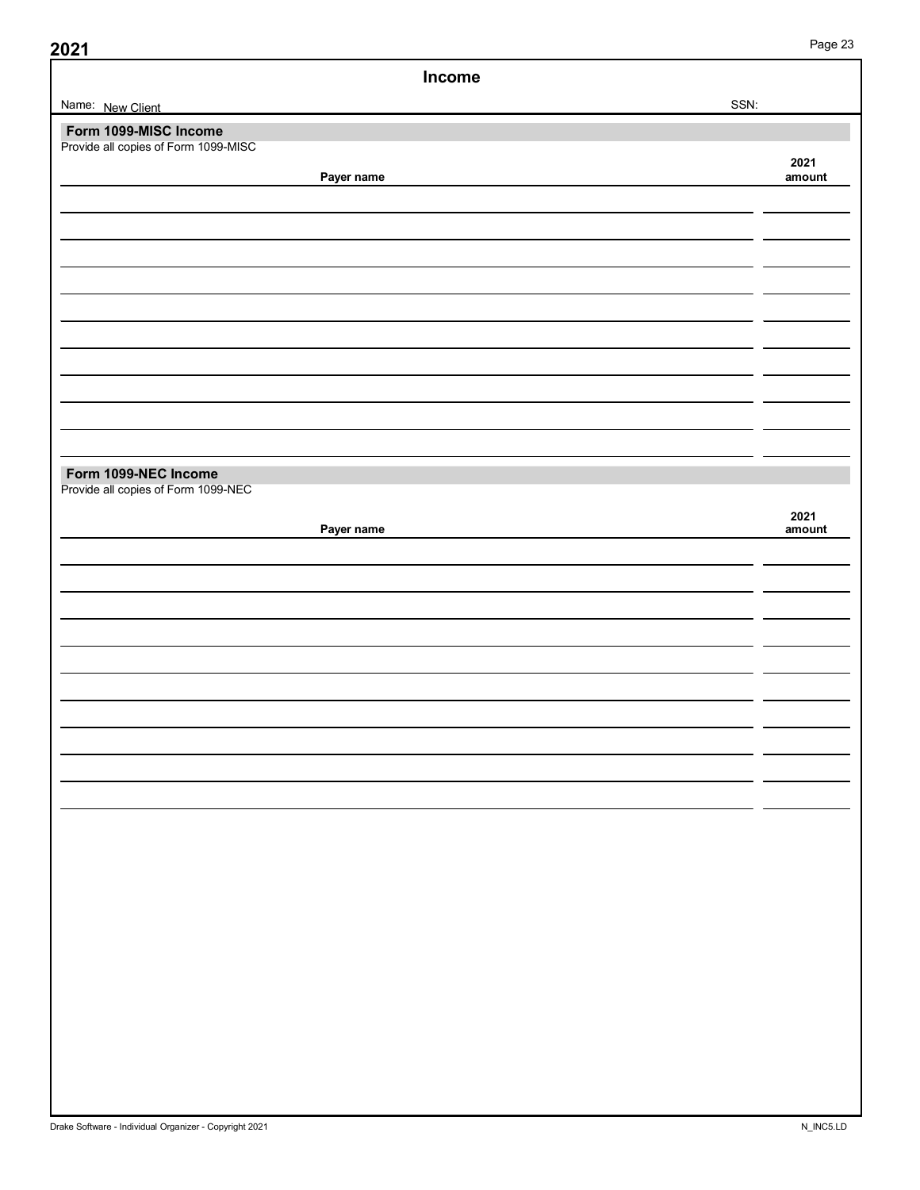# Income

Name: New Client SSN:

## Form 1099-MISC Income

Provide all copies of Form 1099-MISC

| Payer name | 2021 amount |
| --- | --- |
| | |
| | |
| | |
| | |
| | |
| | |
| | |
| | |
| | |
| | |

## Form 1099-NEC Income

Provide all copies of Form 1099-NEC

| Payer name | 2021 amount |
| --- | --- |
| | |
| | |
| | |
| | |
| | |
| | |
| | |
| | |
| | |
| | |

Drake Software - Individual Organizer - Copyright 2021

N_INC5.LD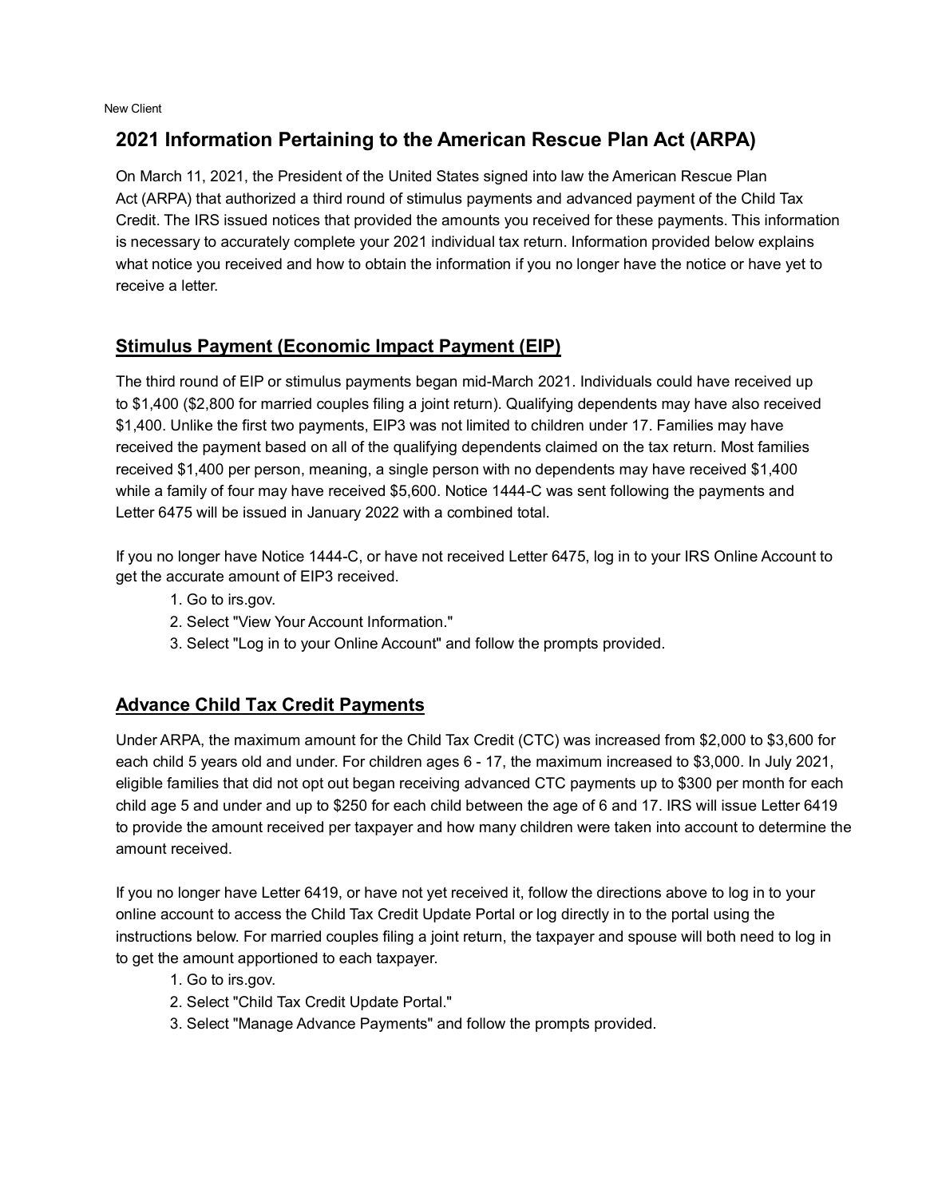New Client

# 2021 Information Pertaining to the American Rescue Plan Act (ARPA)

On March 11, 2021, the President of the United States signed into law the American Rescue Plan Act (ARPA) that authorized a third round of stimulus payments and advanced payment of the Child Tax Credit. The IRS issued notices that provided the amounts you received for these payments. This information is necessary to accurately complete your 2021 individual tax return. Information provided below explains what notice you received and how to obtain the information if you no longer have the notice or have yet to receive a letter.

## Stimulus Payment (Economic Impact Payment (EIP)

The third round of EIP or stimulus payments began mid-March 2021. Individuals could have received up to $1,400 ($2,800 for married couples filing a joint return). Qualifying dependents may have also received $1,400. Unlike the first two payments, EIP3 was not limited to children under 17. Families may have received the payment based on all of the qualifying dependents claimed on the tax return. Most families received $1,400 per person, meaning, a single person with no dependents may have received $1,400 while a family of four may have received $5,600. Notice 1444-C was sent following the payments and Letter 6475 will be issued in January 2022 with a combined total.

If you no longer have Notice 1444-C, or have not received Letter 6475, log in to your IRS Online Account to get the accurate amount of EIP3 received.

1. Go to irs.gov.
2. Select "View Your Account Information."
3. Select "Log in to your Online Account" and follow the prompts provided.

## Advance Child Tax Credit Payments

Under ARPA, the maximum amount for the Child Tax Credit (CTC) was increased from $2,000 to $3,600 for each child 5 years old and under. For children ages 6 - 17, the maximum increased to $3,000. In July 2021, eligible families that did not opt out began receiving advanced CTC payments up to $300 per month for each child age 5 and under and up to $250 for each child between the age of 6 and 17. IRS will issue Letter 6419 to provide the amount received per taxpayer and how many children were taken into account to determine the amount received.

If you no longer have Letter 6419, or have not yet received it, follow the directions above to log in to your online account to access the Child Tax Credit Update Portal or log directly in to the portal using the instructions below. For married couples filing a joint return, the taxpayer and spouse will both need to log in to get the amount apportioned to each taxpayer.

1. Go to irs.gov.
2. Select "Child Tax Credit Update Portal."
3. Select "Manage Advance Payments" and follow the prompts provided.